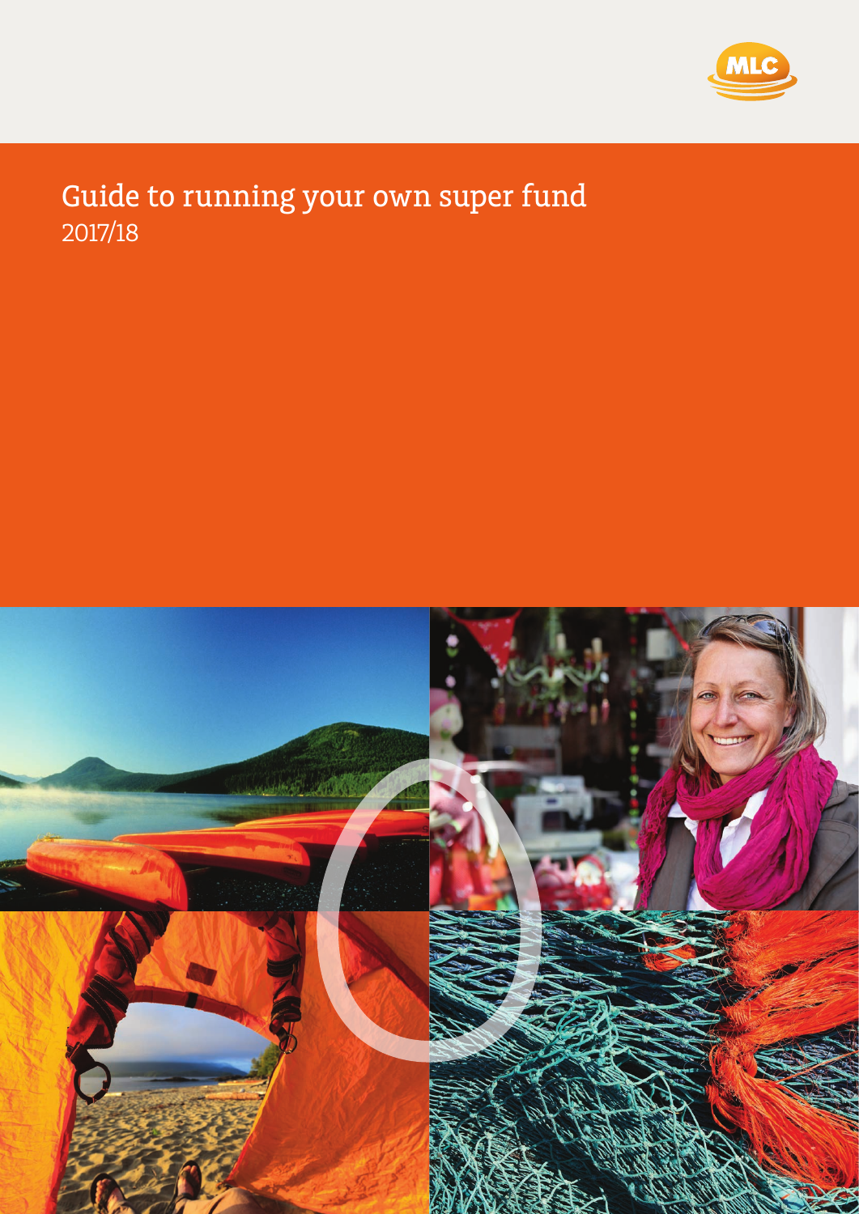MLC

# Guide to running your own super fund

2017/18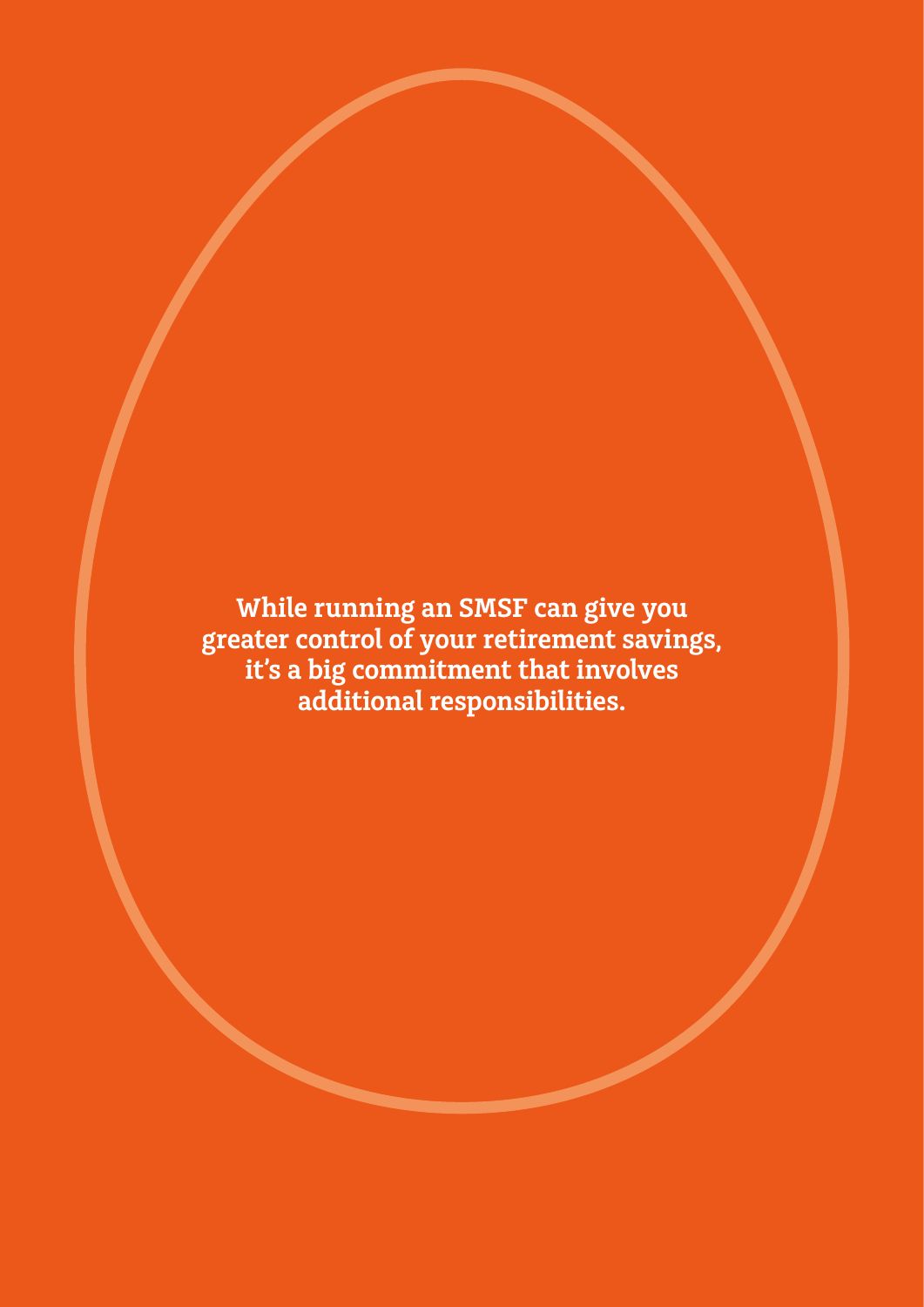**While running an SMSF can give you greater control of your retirement savings, it's a big commitment that involves additional responsibilities.**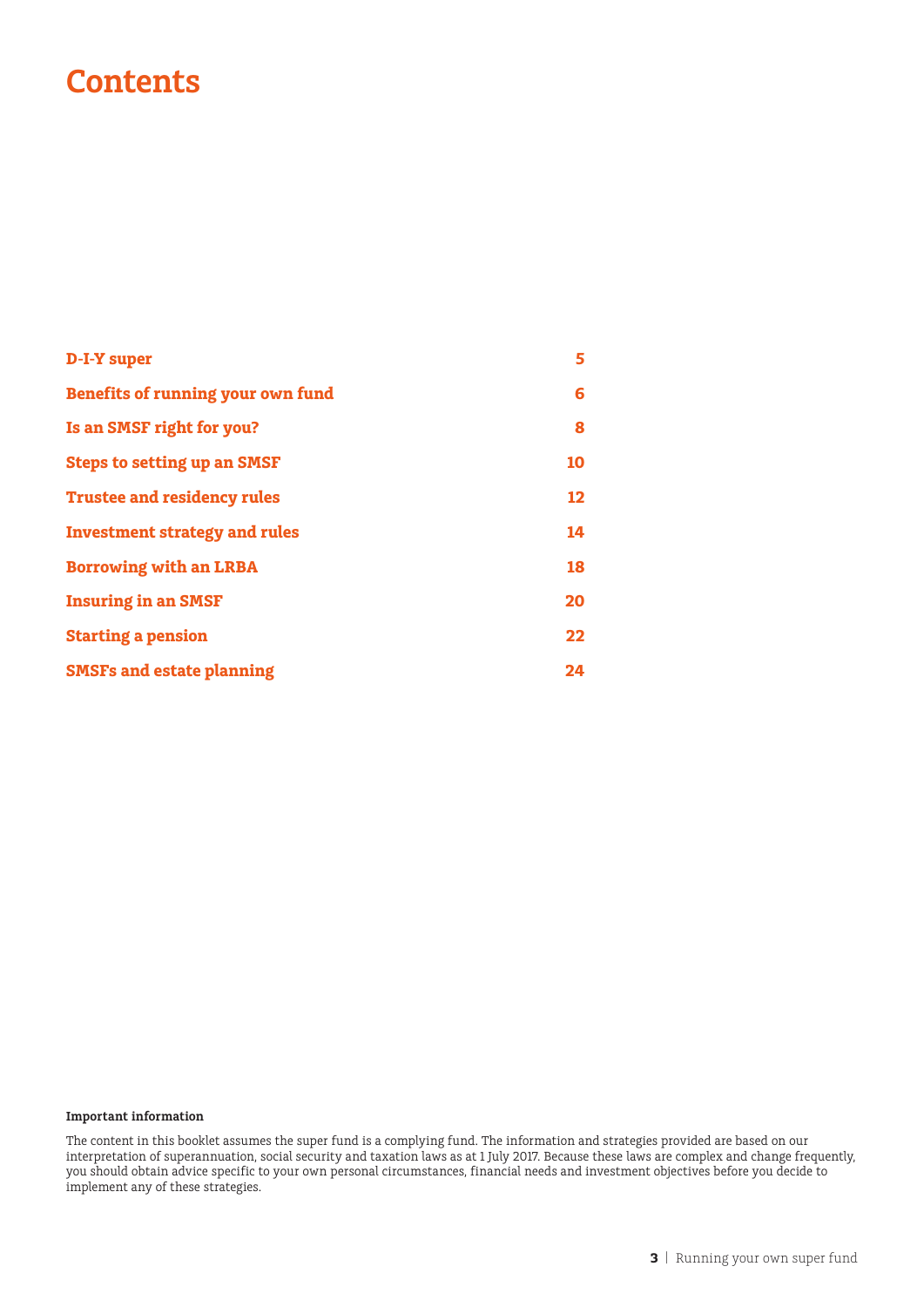# Contents

| | |
|---|---|
| **D-I-Y super** | **5** |
| **Benefits of running your own fund** | **6** |
| **Is an SMSF right for you?** | **8** |
| **Steps to setting up an SMSF** | **10** |
| **Trustee and residency rules** | **12** |
| **Investment strategy and rules** | **14** |
| **Borrowing with an LRBA** | **18** |
| **Insuring in an SMSF** | **20** |
| **Starting a pension** | **22** |
| **SMSFs and estate planning** | **24** |

**Important information**

The content in this booklet assumes the super fund is a complying fund. The information and strategies provided are based on our interpretation of superannuation, social security and taxation laws as at 1 July 2017. Because these laws are complex and change frequently, you should obtain advice specific to your own personal circumstances, financial needs and investment objectives before you decide to implement any of these strategies.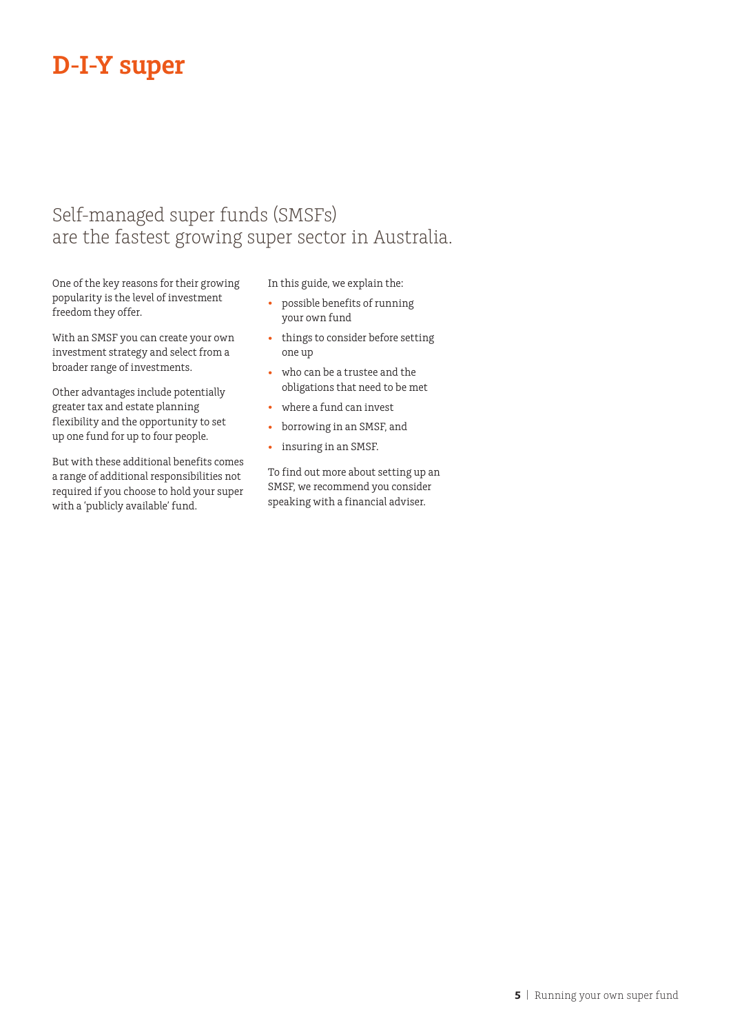# D-I-Y super

## Self-managed super funds (SMSFs) are the fastest growing super sector in Australia.

One of the key reasons for their growing popularity is the level of investment freedom they offer.

With an SMSF you can create your own investment strategy and select from a broader range of investments.

Other advantages include potentially greater tax and estate planning flexibility and the opportunity to set up one fund for up to four people.

But with these additional benefits comes a range of additional responsibilities not required if you choose to hold your super with a 'publicly available' fund.

In this guide, we explain the:

- possible benefits of running your own fund
- things to consider before setting one up
- who can be a trustee and the obligations that need to be met
- where a fund can invest
- borrowing in an SMSF, and
- insuring in an SMSF.

To find out more about setting up an SMSF, we recommend you consider speaking with a financial adviser.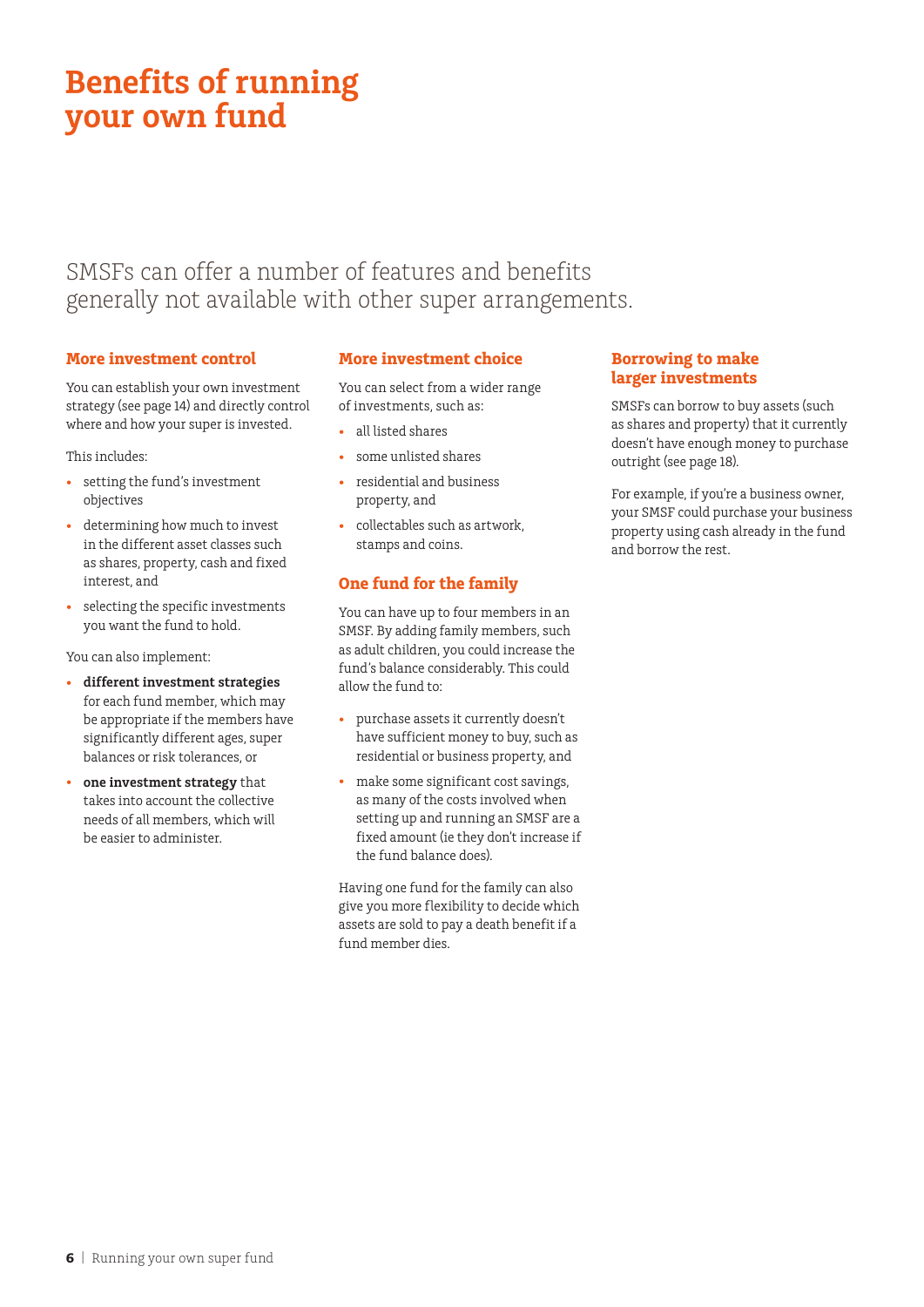# Benefits of running your own fund

SMSFs can offer a number of features and benefits generally not available with other super arrangements.

## More investment control

You can establish your own investment strategy (see page 14) and directly control where and how your super is invested.

This includes:

- setting the fund's investment objectives
- determining how much to invest in the different asset classes such as shares, property, cash and fixed interest, and
- selecting the specific investments you want the fund to hold.

You can also implement:

- **different investment strategies** for each fund member, which may be appropriate if the members have significantly different ages, super balances or risk tolerances, or
- **one investment strategy** that takes into account the collective needs of all members, which will be easier to administer.

## More investment choice

You can select from a wider range of investments, such as:

- all listed shares
- some unlisted shares
- residential and business property, and
- collectables such as artwork, stamps and coins.

## One fund for the family

You can have up to four members in an SMSF. By adding family members, such as adult children, you could increase the fund's balance considerably. This could allow the fund to:

- purchase assets it currently doesn't have sufficient money to buy, such as residential or business property, and
- make some significant cost savings, as many of the costs involved when setting up and running an SMSF are a fixed amount (ie they don't increase if the fund balance does).

Having one fund for the family can also give you more flexibility to decide which assets are sold to pay a death benefit if a fund member dies.

## Borrowing to make larger investments

SMSFs can borrow to buy assets (such as shares and property) that it currently doesn't have enough money to purchase outright (see page 18).

For example, if you're a business owner, your SMSF could purchase your business property using cash already in the fund and borrow the rest.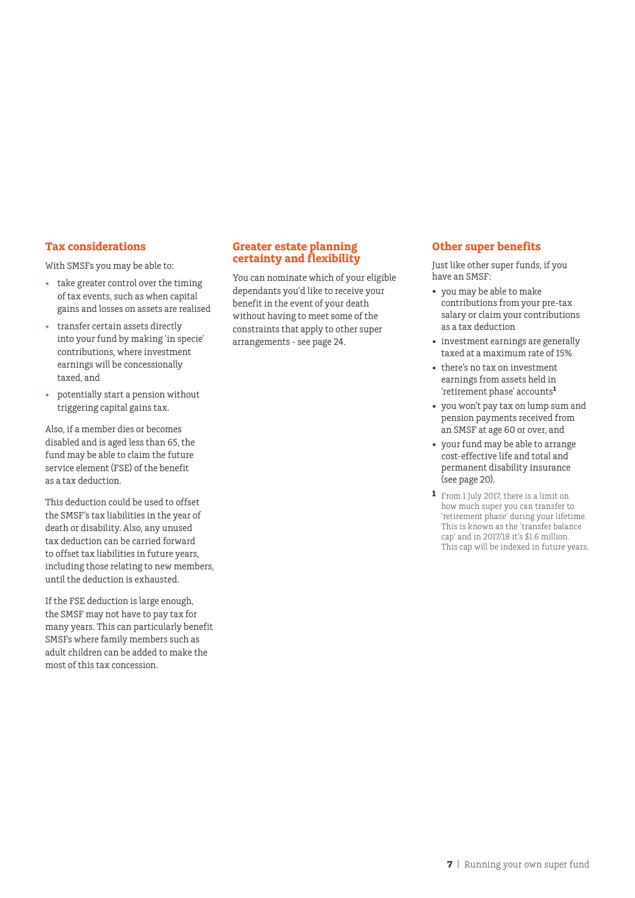## Tax considerations

With SMSFs you may be able to:

- take greater control over the timing of tax events, such as when capital gains and losses on assets are realised
- transfer certain assets directly into your fund by making 'in specie' contributions, where investment earnings will be concessionally taxed, and
- potentially start a pension without triggering capital gains tax.

Also, if a member dies or becomes disabled and is aged less than 65, the fund may be able to claim the future service element (FSE) of the benefit as a tax deduction.

This deduction could be used to offset the SMSF's tax liabilities in the year of death or disability. Also, any unused tax deduction can be carried forward to offset tax liabilities in future years, including those relating to new members, until the deduction is exhausted.

If the FSE deduction is large enough, the SMSF may not have to pay tax for many years. This can particularly benefit SMSFs where family members such as adult children can be added to make the most of this tax concession.

## Greater estate planning certainty and flexibility

You can nominate which of your eligible dependants you'd like to receive your benefit in the event of your death without having to meet some of the constraints that apply to other super arrangements - see page 24.

## Other super benefits

Just like other super funds, if you have an SMSF:

- you may be able to make contributions from your pre-tax salary or claim your contributions as a tax deduction
- investment earnings are generally taxed at a maximum rate of 15%
- there's no tax on investment earnings from assets held in 'retirement phase' accounts[1]
- you won't pay tax on lump sum and pension payments received from an SMSF at age 60 or over, and
- your fund may be able to arrange cost-effective life and total and permanent disability insurance (see page 20).

[1] From 1 July 2017, there is a limit on how much super you can transfer to 'retirement phase' during your lifetime. This is known as the 'transfer balance cap' and in 2017/18 it's $1.6 million. This cap will be indexed in future years.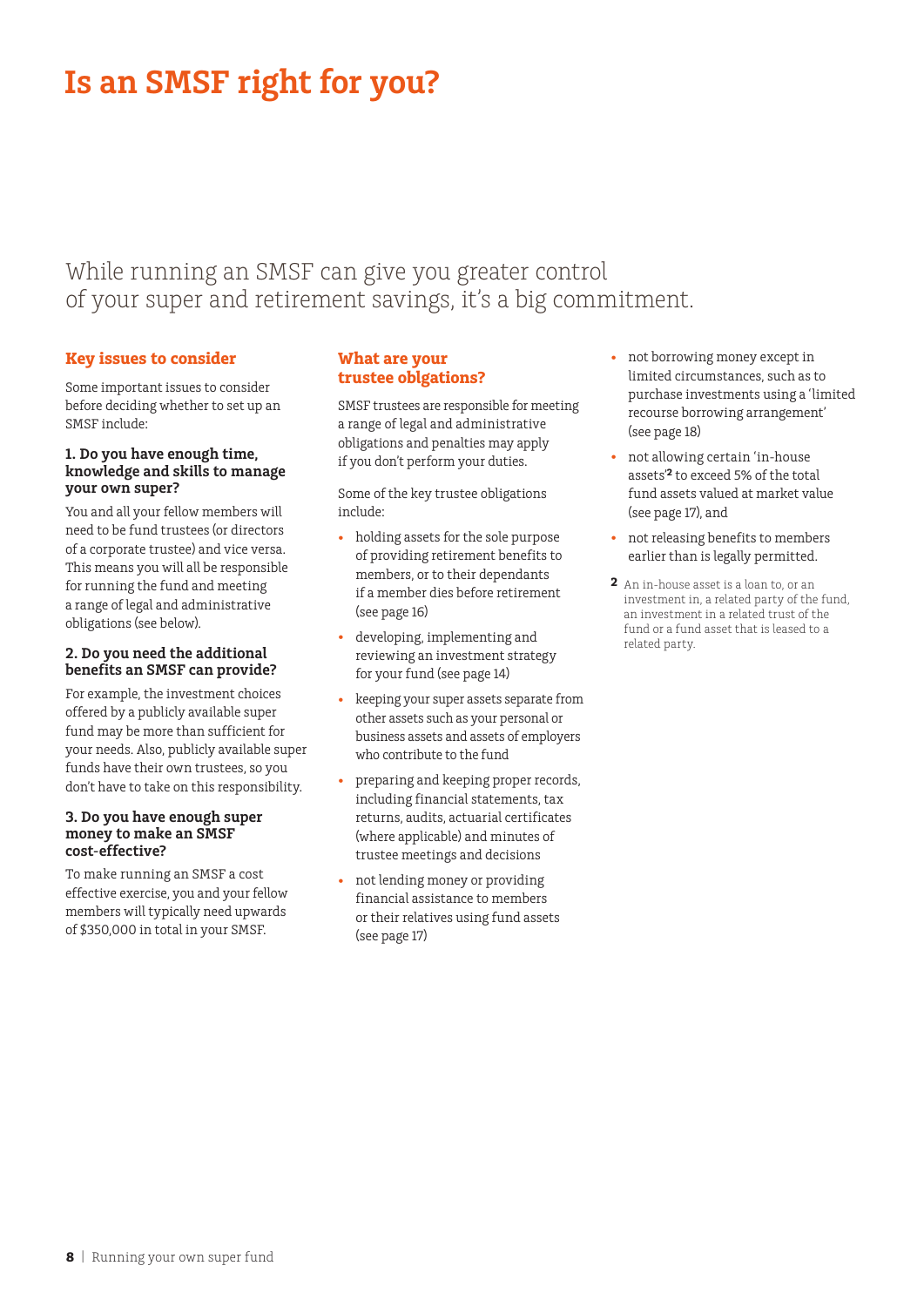# Is an SMSF right for you?

While running an SMSF can give you greater control of your super and retirement savings, it's a big commitment.

## Key issues to consider

Some important issues to consider before deciding whether to set up an SMSF include:

### 1. Do you have enough time, knowledge and skills to manage your own super?

You and all your fellow members will need to be fund trustees (or directors of a corporate trustee) and vice versa. This means you will all be responsible for running the fund and meeting a range of legal and administrative obligations (see below).

### 2. Do you need the additional benefits an SMSF can provide?

For example, the investment choices offered by a publicly available super fund may be more than sufficient for your needs. Also, publicly available super funds have their own trustees, so you don't have to take on this responsibility.

### 3. Do you have enough super money to make an SMSF cost-effective?

To make running an SMSF a cost effective exercise, you and your fellow members will typically need upwards of $350,000 in total in your SMSF.

## What are your trustee oblgations?

SMSF trustees are responsible for meeting a range of legal and administrative obligations and penalties may apply if you don't perform your duties.

Some of the key trustee obligations include:

- holding assets for the sole purpose of providing retirement benefits to members, or to their dependants if a member dies before retirement (see page 16)
- developing, implementing and reviewing an investment strategy for your fund (see page 14)
- keeping your super assets separate from other assets such as your personal or business assets and assets of employers who contribute to the fund
- preparing and keeping proper records, including financial statements, tax returns, audits, actuarial certificates (where applicable) and minutes of trustee meetings and decisions
- not lending money or providing financial assistance to members or their relatives using fund assets (see page 17)
- not borrowing money except in limited circumstances, such as to purchase investments using a 'limited recourse borrowing arrangement' (see page 18)
- not allowing certain 'in-house assets'[2] to exceed 5% of the total fund assets valued at market value (see page 17), and
- not releasing benefits to members earlier than is legally permitted.

[2] An in-house asset is a loan to, or an investment in, a related party of the fund, an investment in a related trust of the fund or a fund asset that is leased to a related party.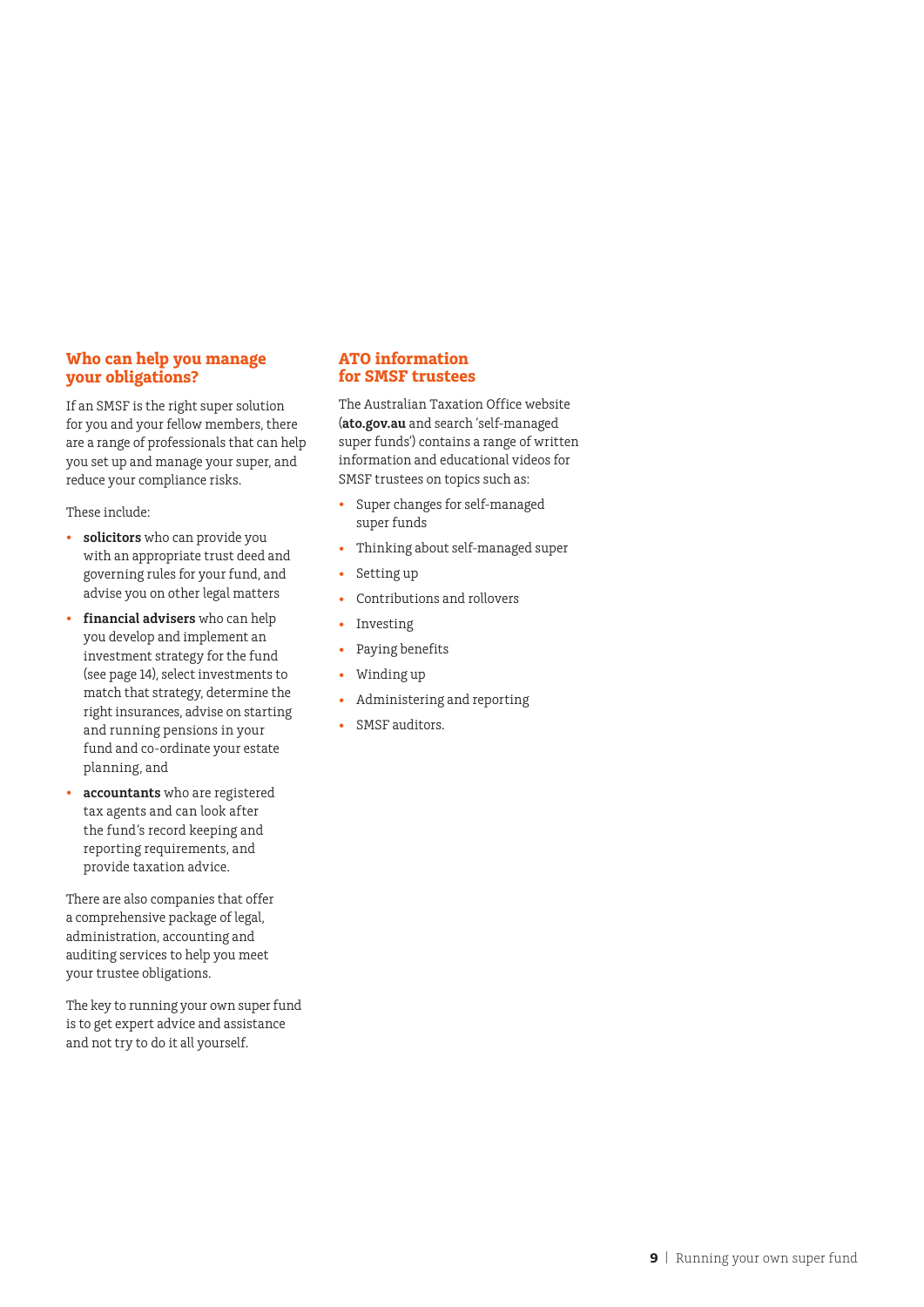## Who can help you manage your obligations?

If an SMSF is the right super solution for you and your fellow members, there are a range of professionals that can help you set up and manage your super, and reduce your compliance risks.

These include:

- **solicitors** who can provide you with an appropriate trust deed and governing rules for your fund, and advise you on other legal matters
- **financial advisers** who can help you develop and implement an investment strategy for the fund (see page 14), select investments to match that strategy, determine the right insurances, advise on starting and running pensions in your fund and co-ordinate your estate planning, and
- **accountants** who are registered tax agents and can look after the fund's record keeping and reporting requirements, and provide taxation advice.

There are also companies that offer a comprehensive package of legal, administration, accounting and auditing services to help you meet your trustee obligations.

The key to running your own super fund is to get expert advice and assistance and not try to do it all yourself.

## ATO information for SMSF trustees

The Australian Taxation Office website (**ato.gov.au** and search 'self-managed super funds') contains a range of written information and educational videos for SMSF trustees on topics such as:

- Super changes for self-managed super funds
- Thinking about self-managed super
- Setting up
- Contributions and rollovers
- Investing
- Paying benefits
- Winding up
- Administering and reporting
- SMSF auditors.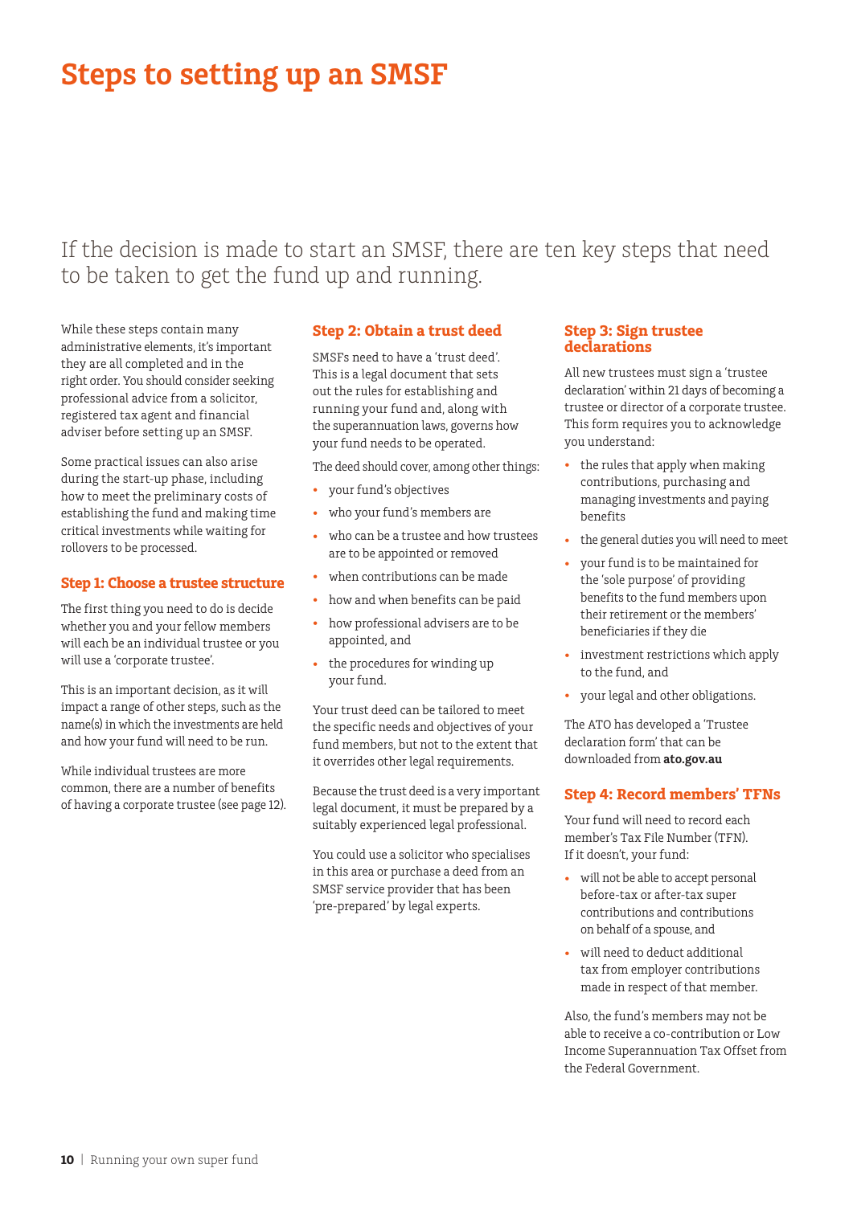# Steps to setting up an SMSF

If the decision is made to start an SMSF, there are ten key steps that need to be taken to get the fund up and running.

While these steps contain many administrative elements, it's important they are all completed and in the right order. You should consider seeking professional advice from a solicitor, registered tax agent and financial adviser before setting up an SMSF.

Some practical issues can also arise during the start-up phase, including how to meet the preliminary costs of establishing the fund and making time critical investments while waiting for rollovers to be processed.

### Step 1: Choose a trustee structure

The first thing you need to do is decide whether you and your fellow members will each be an individual trustee or you will use a 'corporate trustee'.

This is an important decision, as it will impact a range of other steps, such as the name(s) in which the investments are held and how your fund will need to be run.

While individual trustees are more common, there are a number of benefits of having a corporate trustee (see page 12).

### Step 2: Obtain a trust deed

SMSFs need to have a 'trust deed'. This is a legal document that sets out the rules for establishing and running your fund and, along with the superannuation laws, governs how your fund needs to be operated.

The deed should cover, among other things:

- your fund's objectives
- who your fund's members are
- who can be a trustee and how trustees are to be appointed or removed
- when contributions can be made
- how and when benefits can be paid
- how professional advisers are to be appointed, and
- the procedures for winding up your fund.

Your trust deed can be tailored to meet the specific needs and objectives of your fund members, but not to the extent that it overrides other legal requirements.

Because the trust deed is a very important legal document, it must be prepared by a suitably experienced legal professional.

You could use a solicitor who specialises in this area or purchase a deed from an SMSF service provider that has been 'pre-prepared' by legal experts.

### Step 3: Sign trustee declarations

All new trustees must sign a 'trustee declaration' within 21 days of becoming a trustee or director of a corporate trustee. This form requires you to acknowledge you understand:

- the rules that apply when making contributions, purchasing and managing investments and paying benefits
- the general duties you will need to meet
- your fund is to be maintained for the 'sole purpose' of providing benefits to the fund members upon their retirement or the members' beneficiaries if they die
- investment restrictions which apply to the fund, and
- your legal and other obligations.

The ATO has developed a 'Trustee declaration form' that can be downloaded from **ato.gov.au**

### Step 4: Record members' TFNs

Your fund will need to record each member's Tax File Number (TFN). If it doesn't, your fund:

- will not be able to accept personal before-tax or after-tax super contributions and contributions on behalf of a spouse, and
- will need to deduct additional tax from employer contributions made in respect of that member.

Also, the fund's members may not be able to receive a co-contribution or Low Income Superannuation Tax Offset from the Federal Government.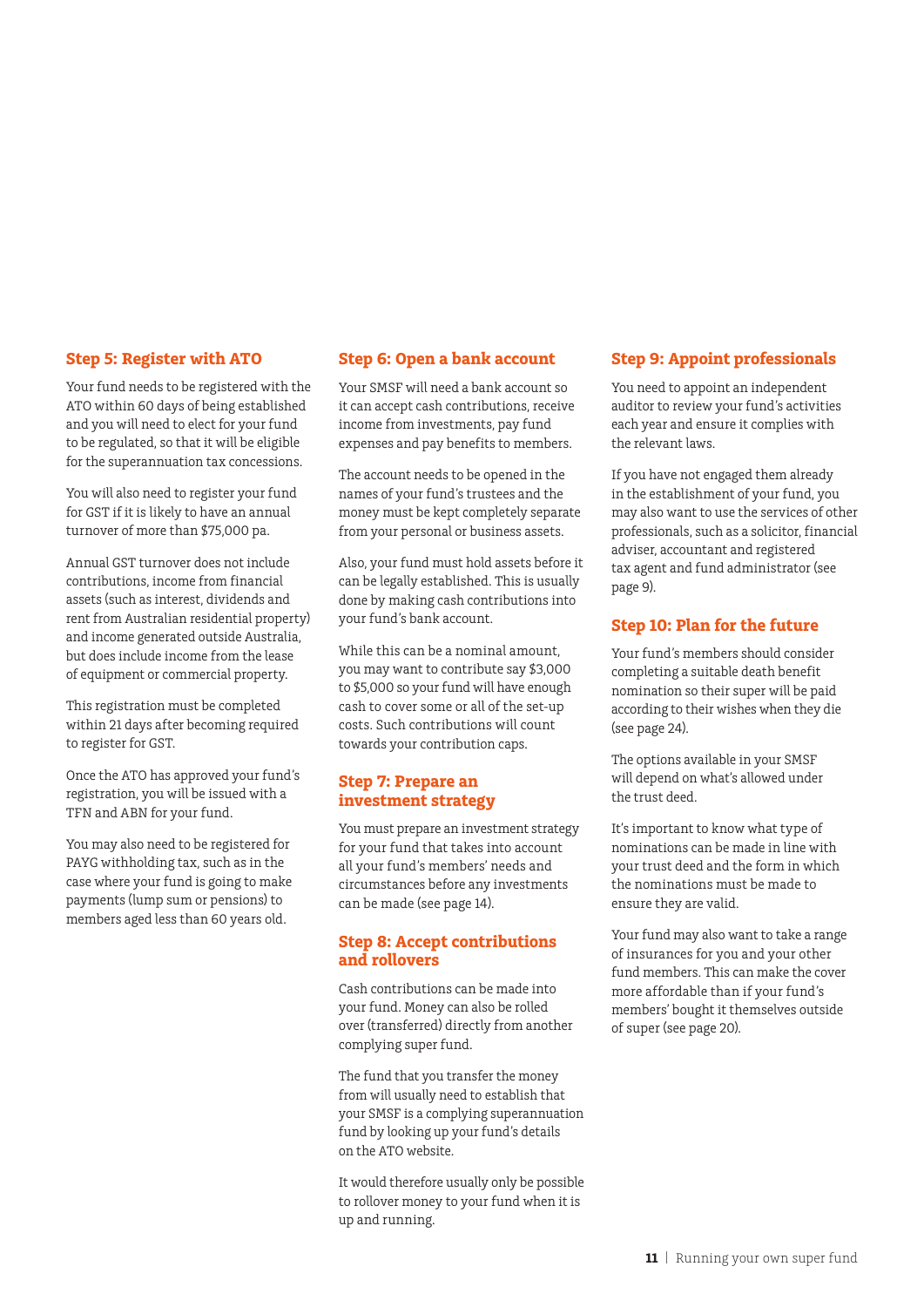### Step 5: Register with ATO

Your fund needs to be registered with the ATO within 60 days of being established and you will need to elect for your fund to be regulated, so that it will be eligible for the superannuation tax concessions.

You will also need to register your fund for GST if it is likely to have an annual turnover of more than $75,000 pa.

Annual GST turnover does not include contributions, income from financial assets (such as interest, dividends and rent from Australian residential property) and income generated outside Australia, but does include income from the lease of equipment or commercial property.

This registration must be completed within 21 days after becoming required to register for GST.

Once the ATO has approved your fund's registration, you will be issued with a TFN and ABN for your fund.

You may also need to be registered for PAYG withholding tax, such as in the case where your fund is going to make payments (lump sum or pensions) to members aged less than 60 years old.

### Step 6: Open a bank account

Your SMSF will need a bank account so it can accept cash contributions, receive income from investments, pay fund expenses and pay benefits to members.

The account needs to be opened in the names of your fund's trustees and the money must be kept completely separate from your personal or business assets.

Also, your fund must hold assets before it can be legally established. This is usually done by making cash contributions into your fund's bank account.

While this can be a nominal amount, you may want to contribute say $3,000 to $5,000 so your fund will have enough cash to cover some or all of the set-up costs. Such contributions will count towards your contribution caps.

### Step 7: Prepare an investment strategy

You must prepare an investment strategy for your fund that takes into account all your fund's members' needs and circumstances before any investments can be made (see page 14).

### Step 8: Accept contributions and rollovers

Cash contributions can be made into your fund. Money can also be rolled over (transferred) directly from another complying super fund.

The fund that you transfer the money from will usually need to establish that your SMSF is a complying superannuation fund by looking up your fund's details on the ATO website.

It would therefore usually only be possible to rollover money to your fund when it is up and running.

### Step 9: Appoint professionals

You need to appoint an independent auditor to review your fund's activities each year and ensure it complies with the relevant laws.

If you have not engaged them already in the establishment of your fund, you may also want to use the services of other professionals, such as a solicitor, financial adviser, accountant and registered tax agent and fund administrator (see page 9).

### Step 10: Plan for the future

Your fund's members should consider completing a suitable death benefit nomination so their super will be paid according to their wishes when they die (see page 24).

The options available in your SMSF will depend on what's allowed under the trust deed.

It's important to know what type of nominations can be made in line with your trust deed and the form in which the nominations must be made to ensure they are valid.

Your fund may also want to take a range of insurances for you and your other fund members. This can make the cover more affordable than if your fund's members' bought it themselves outside of super (see page 20).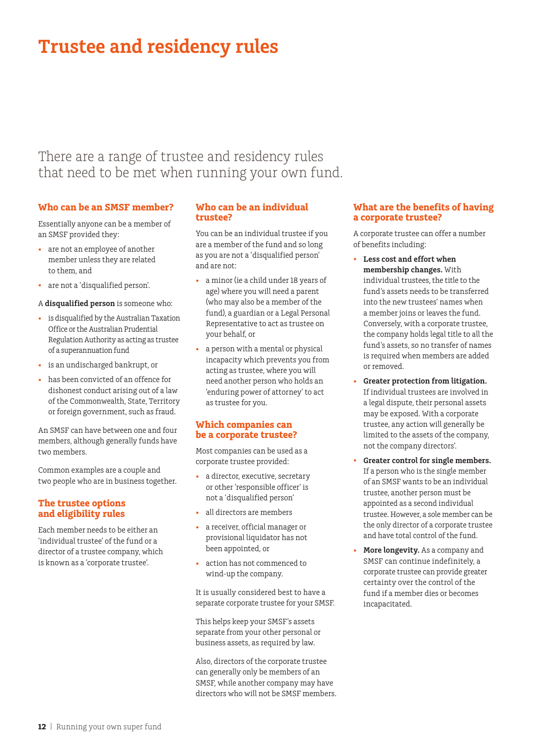# Trustee and residency rules

There are a range of trustee and residency rules that need to be met when running your own fund.

## Who can be an SMSF member?

Essentially anyone can be a member of an SMSF provided they:

- are not an employee of another member unless they are related to them, and
- are not a 'disqualified person'.

A **disqualified person** is someone who:

- is disqualified by the Australian Taxation Office or the Australian Prudential Regulation Authority as acting as trustee of a superannuation fund
- is an undischarged bankrupt, or
- has been convicted of an offence for dishonest conduct arising out of a law of the Commonwealth, State, Territory or foreign government, such as fraud.

An SMSF can have between one and four members, although generally funds have two members.

Common examples are a couple and two people who are in business together.

## The trustee options and eligibility rules

Each member needs to be either an 'individual trustee' of the fund or a director of a trustee company, which is known as a 'corporate trustee'.

## Who can be an individual trustee?

You can be an individual trustee if you are a member of the fund and so long as you are not a 'disqualified person' and are not:

- a minor (ie a child under 18 years of age) where you will need a parent (who may also be a member of the fund), a guardian or a Legal Personal Representative to act as trustee on your behalf, or
- a person with a mental or physical incapacity which prevents you from acting as trustee, where you will need another person who holds an 'enduring power of attorney' to act as trustee for you.

## Which companies can be a corporate trustee?

Most companies can be used as a corporate trustee provided:

- a director, executive, secretary or other 'responsible officer' is not a 'disqualified person'
- all directors are members
- a receiver, official manager or provisional liquidator has not been appointed, or
- action has not commenced to wind-up the company.

It is usually considered best to have a separate corporate trustee for your SMSF.

This helps keep your SMSF's assets separate from your other personal or business assets, as required by law.

Also, directors of the corporate trustee can generally only be members of an SMSF, while another company may have directors who will not be SMSF members.

## What are the benefits of having a corporate trustee?

A corporate trustee can offer a number of benefits including:

- **Less cost and effort when membership changes.** With individual trustees, the title to the fund's assets needs to be transferred into the new trustees' names when a member joins or leaves the fund. Conversely, with a corporate trustee, the company holds legal title to all the fund's assets, so no transfer of names is required when members are added or removed.
- **Greater protection from litigation.** If individual trustees are involved in a legal dispute, their personal assets may be exposed. With a corporate trustee, any action will generally be limited to the assets of the company, not the company directors'.
- **Greater control for single members.** If a person who is the single member of an SMSF wants to be an individual trustee, another person must be appointed as a second individual trustee. However, a sole member can be the only director of a corporate trustee and have total control of the fund.
- **More longevity.** As a company and SMSF can continue indefinitely, a corporate trustee can provide greater certainty over the control of the fund if a member dies or becomes incapacitated.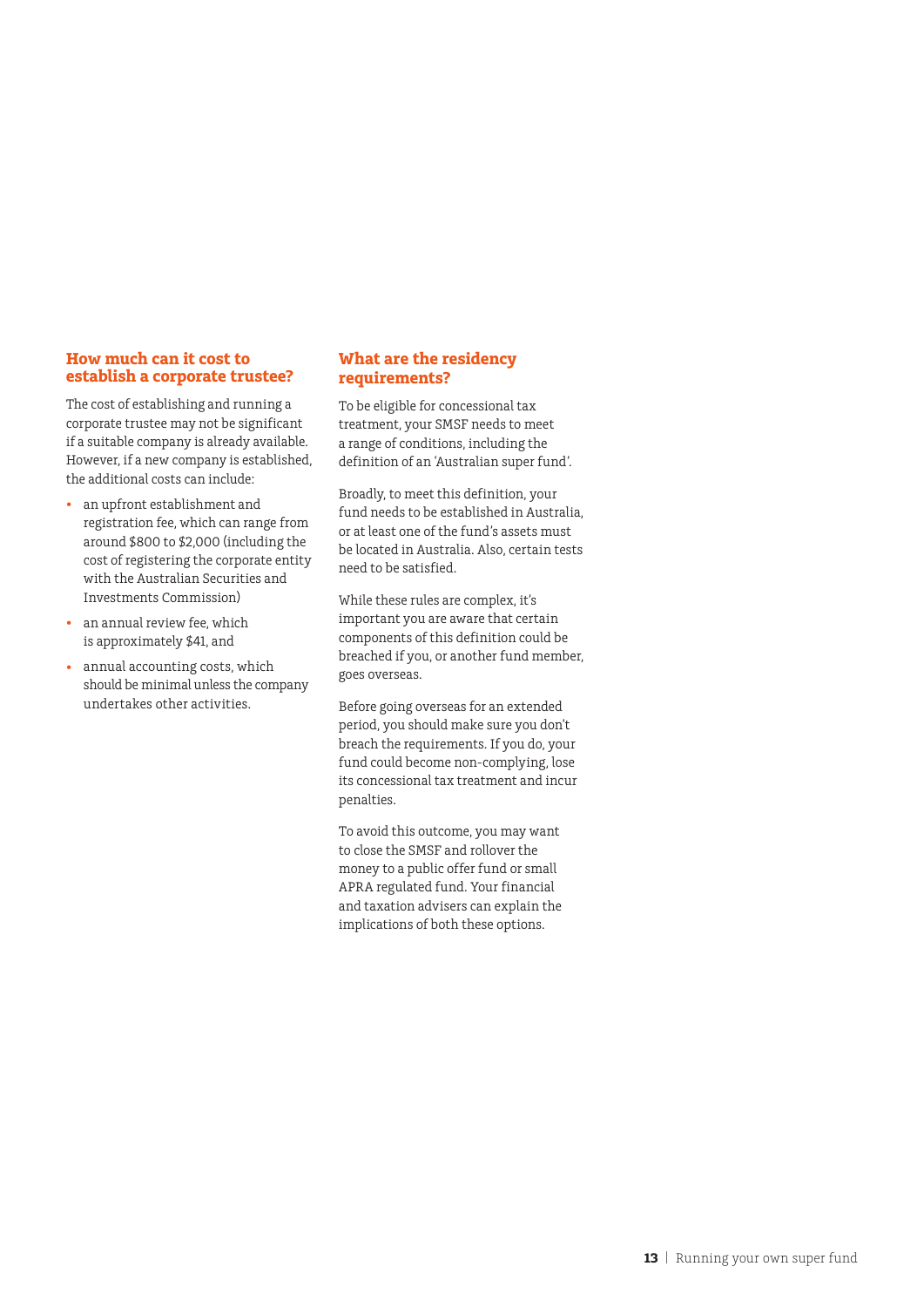## How much can it cost to establish a corporate trustee?

The cost of establishing and running a corporate trustee may not be significant if a suitable company is already available. However, if a new company is established, the additional costs can include:

- an upfront establishment and registration fee, which can range from around $800 to $2,000 (including the cost of registering the corporate entity with the Australian Securities and Investments Commission)
- an annual review fee, which is approximately $41, and
- annual accounting costs, which should be minimal unless the company undertakes other activities.

## What are the residency requirements?

To be eligible for concessional tax treatment, your SMSF needs to meet a range of conditions, including the definition of an 'Australian super fund'.

Broadly, to meet this definition, your fund needs to be established in Australia, or at least one of the fund's assets must be located in Australia. Also, certain tests need to be satisfied.

While these rules are complex, it's important you are aware that certain components of this definition could be breached if you, or another fund member, goes overseas.

Before going overseas for an extended period, you should make sure you don't breach the requirements. If you do, your fund could become non-complying, lose its concessional tax treatment and incur penalties.

To avoid this outcome, you may want to close the SMSF and rollover the money to a public offer fund or small APRA regulated fund. Your financial and taxation advisers can explain the implications of both these options.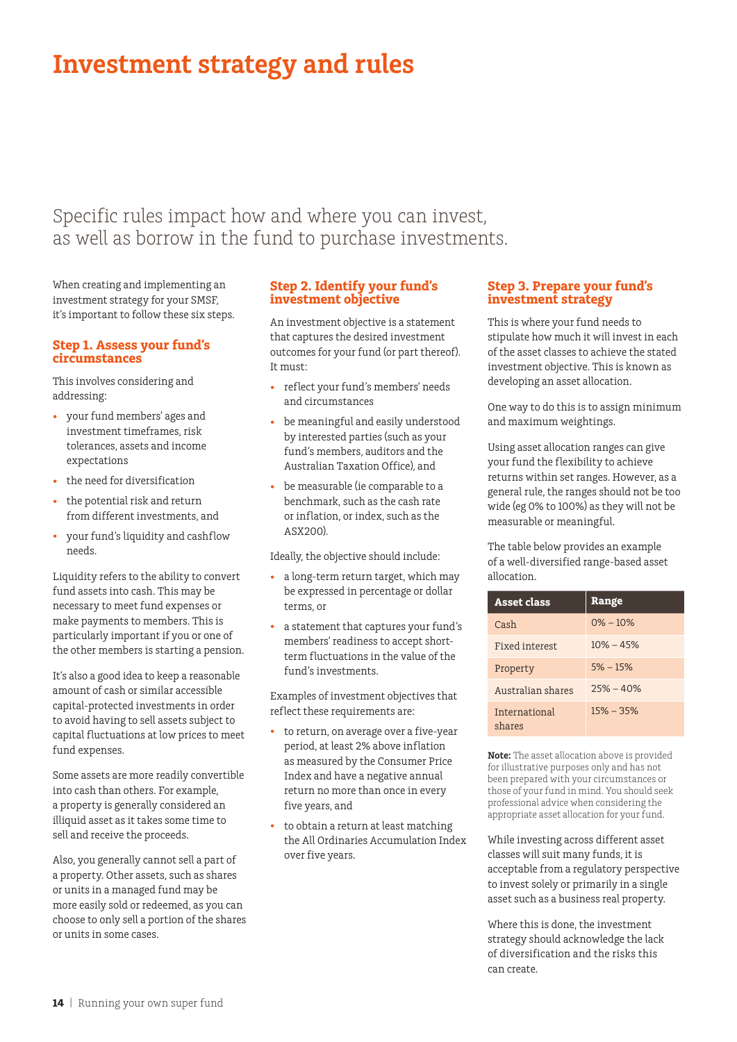# Investment strategy and rules

Specific rules impact how and where you can invest, as well as borrow in the fund to purchase investments.

When creating and implementing an investment strategy for your SMSF, it's important to follow these six steps.

### Step 1. Assess your fund's circumstances

This involves considering and addressing:

- your fund members' ages and investment timeframes, risk tolerances, assets and income expectations
- the need for diversification
- the potential risk and return from different investments, and
- your fund's liquidity and cashflow needs.

Liquidity refers to the ability to convert fund assets into cash. This may be necessary to meet fund expenses or make payments to members. This is particularly important if you or one of the other members is starting a pension.

It's also a good idea to keep a reasonable amount of cash or similar accessible capital-protected investments in order to avoid having to sell assets subject to capital fluctuations at low prices to meet fund expenses.

Some assets are more readily convertible into cash than others. For example, a property is generally considered an illiquid asset as it takes some time to sell and receive the proceeds.

Also, you generally cannot sell a part of a property. Other assets, such as shares or units in a managed fund may be more easily sold or redeemed, as you can choose to only sell a portion of the shares or units in some cases.

### Step 2. Identify your fund's investment objective

An investment objective is a statement that captures the desired investment outcomes for your fund (or part thereof). It must:

- reflect your fund's members' needs and circumstances
- be meaningful and easily understood by interested parties (such as your fund's members, auditors and the Australian Taxation Office), and
- be measurable (ie comparable to a benchmark, such as the cash rate or inflation, or index, such as the ASX200).

Ideally, the objective should include:

- a long-term return target, which may be expressed in percentage or dollar terms, or
- a statement that captures your fund's members' readiness to accept short-term fluctuations in the value of the fund's investments.

Examples of investment objectives that reflect these requirements are:

- to return, on average over a five-year period, at least 2% above inflation as measured by the Consumer Price Index and have a negative annual return no more than once in every five years, and
- to obtain a return at least matching the All Ordinaries Accumulation Index over five years.

### Step 3. Prepare your fund's investment strategy

This is where your fund needs to stipulate how much it will invest in each of the asset classes to achieve the stated investment objective. This is known as developing an asset allocation.

One way to do this is to assign minimum and maximum weightings.

Using asset allocation ranges can give your fund the flexibility to achieve returns within set ranges. However, as a general rule, the ranges should not be too wide (eg 0% to 100%) as they will not be measurable or meaningful.

The table below provides an example of a well-diversified range-based asset allocation.

| Asset class | Range |
|---|---|
| Cash | 0% – 10% |
| Fixed interest | 10% – 45% |
| Property | 5% – 15% |
| Australian shares | 25% – 40% |
| International shares | 15% – 35% |

**Note:** The asset allocation above is provided for illustrative purposes only and has not been prepared with your circumstances or those of your fund in mind. You should seek professional advice when considering the appropriate asset allocation for your fund.

While investing across different asset classes will suit many funds, it is acceptable from a regulatory perspective to invest solely or primarily in a single asset such as a business real property.

Where this is done, the investment strategy should acknowledge the lack of diversification and the risks this can create.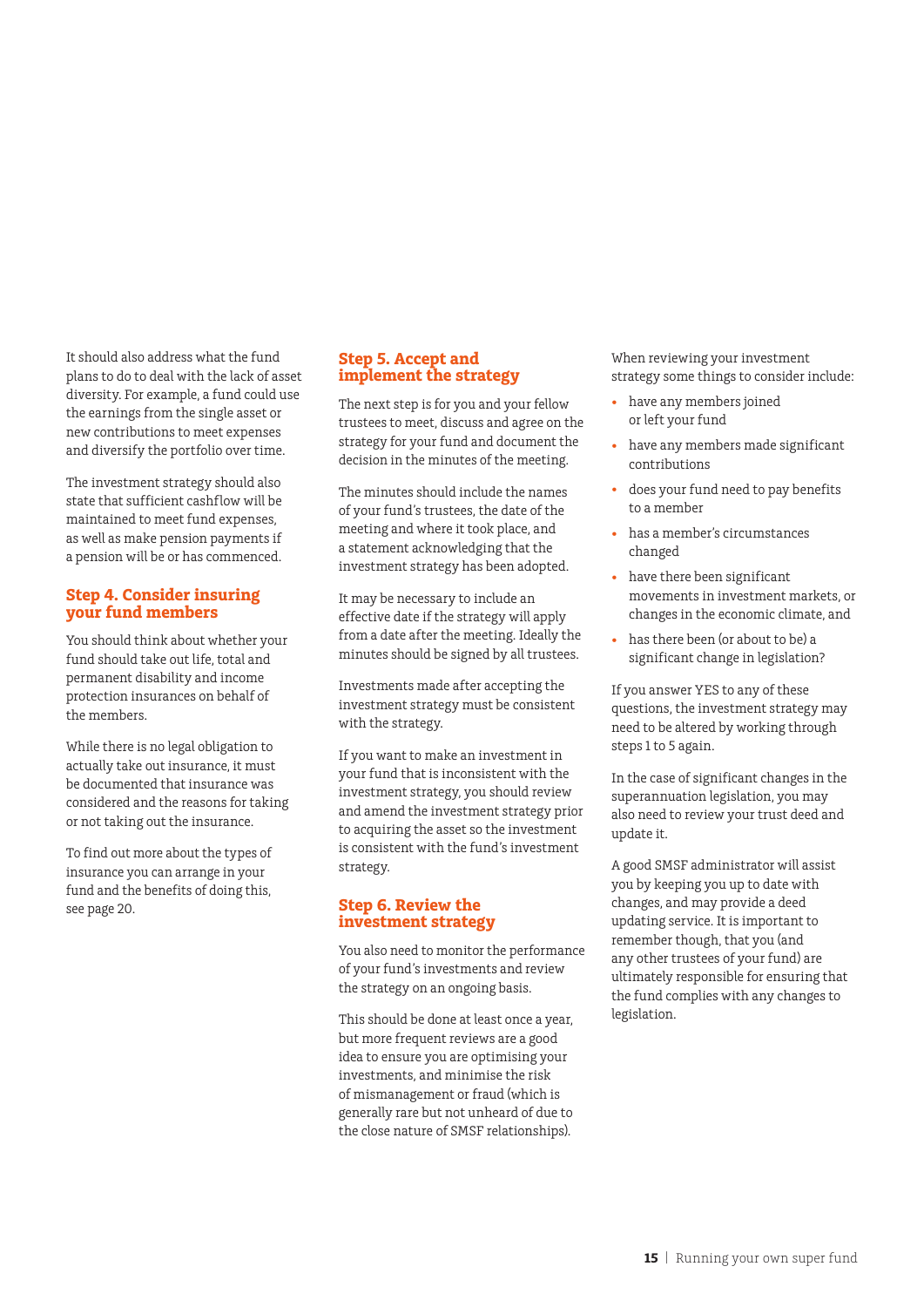It should also address what the fund plans to do to deal with the lack of asset diversity. For example, a fund could use the earnings from the single asset or new contributions to meet expenses and diversify the portfolio over time.

The investment strategy should also state that sufficient cashflow will be maintained to meet fund expenses, as well as make pension payments if a pension will be or has commenced.

## Step 4. Consider insuring your fund members

You should think about whether your fund should take out life, total and permanent disability and income protection insurances on behalf of the members.

While there is no legal obligation to actually take out insurance, it must be documented that insurance was considered and the reasons for taking or not taking out the insurance.

To find out more about the types of insurance you can arrange in your fund and the benefits of doing this, see page 20.

## Step 5. Accept and implement the strategy

The next step is for you and your fellow trustees to meet, discuss and agree on the strategy for your fund and document the decision in the minutes of the meeting.

The minutes should include the names of your fund's trustees, the date of the meeting and where it took place, and a statement acknowledging that the investment strategy has been adopted.

It may be necessary to include an effective date if the strategy will apply from a date after the meeting. Ideally the minutes should be signed by all trustees.

Investments made after accepting the investment strategy must be consistent with the strategy.

If you want to make an investment in your fund that is inconsistent with the investment strategy, you should review and amend the investment strategy prior to acquiring the asset so the investment is consistent with the fund's investment strategy.

## Step 6. Review the investment strategy

You also need to monitor the performance of your fund's investments and review the strategy on an ongoing basis.

This should be done at least once a year, but more frequent reviews are a good idea to ensure you are optimising your investments, and minimise the risk of mismanagement or fraud (which is generally rare but not unheard of due to the close nature of SMSF relationships).

When reviewing your investment strategy some things to consider include:

- have any members joined or left your fund
- have any members made significant contributions
- does your fund need to pay benefits to a member
- has a member's circumstances changed
- have there been significant movements in investment markets, or changes in the economic climate, and
- has there been (or about to be) a significant change in legislation?

If you answer YES to any of these questions, the investment strategy may need to be altered by working through steps 1 to 5 again.

In the case of significant changes in the superannuation legislation, you may also need to review your trust deed and update it.

A good SMSF administrator will assist you by keeping you up to date with changes, and may provide a deed updating service. It is important to remember though, that you (and any other trustees of your fund) are ultimately responsible for ensuring that the fund complies with any changes to legislation.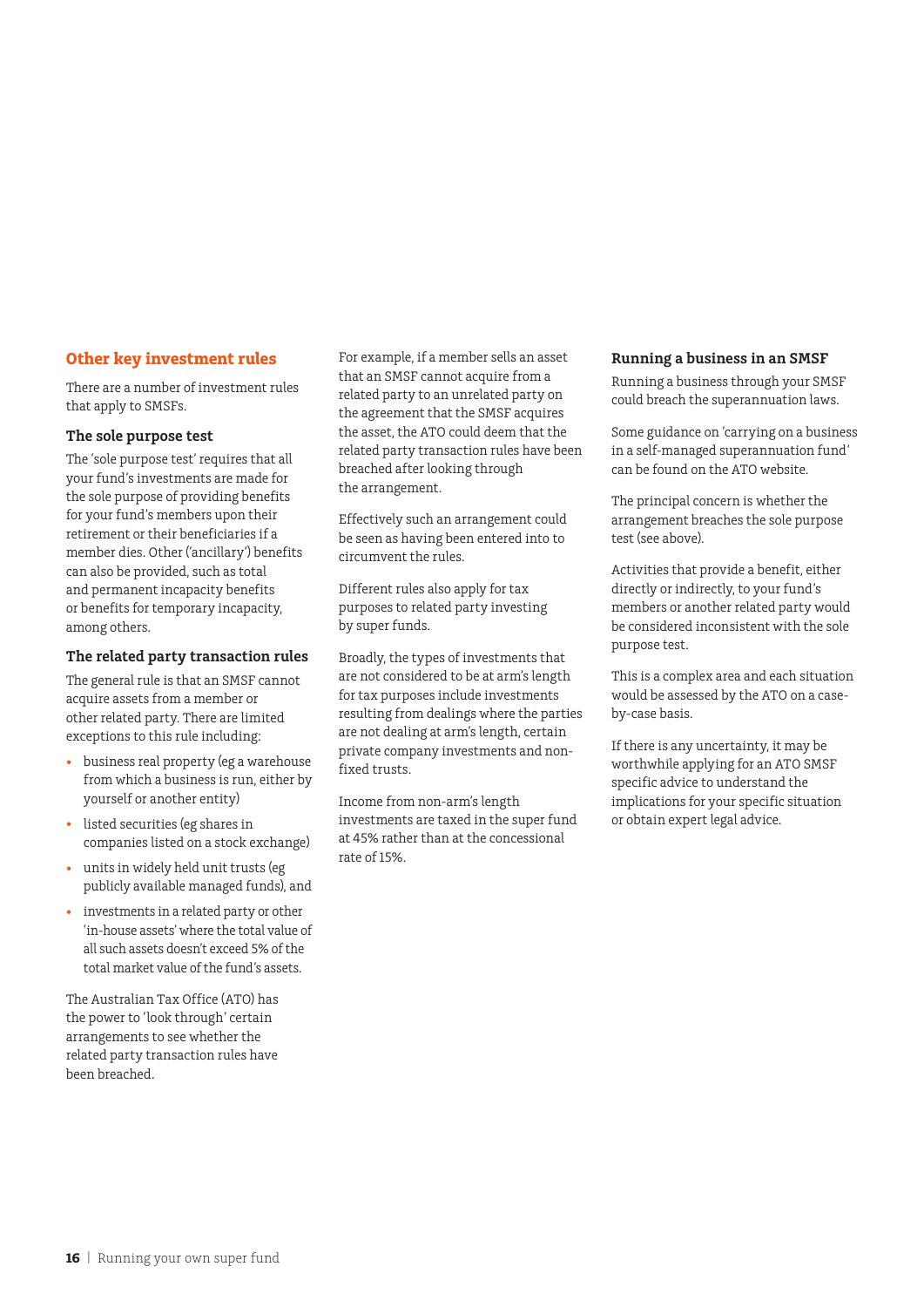## Other key investment rules

There are a number of investment rules that apply to SMSFs.

### The sole purpose test

The 'sole purpose test' requires that all your fund's investments are made for the sole purpose of providing benefits for your fund's members upon their retirement or their beneficiaries if a member dies. Other ('ancillary') benefits can also be provided, such as total and permanent incapacity benefits or benefits for temporary incapacity, among others.

### The related party transaction rules

The general rule is that an SMSF cannot acquire assets from a member or other related party. There are limited exceptions to this rule including:

- business real property (eg a warehouse from which a business is run, either by yourself or another entity)
- listed securities (eg shares in companies listed on a stock exchange)
- units in widely held unit trusts (eg publicly available managed funds), and
- investments in a related party or other 'in-house assets' where the total value of all such assets doesn't exceed 5% of the total market value of the fund's assets.

The Australian Tax Office (ATO) has the power to 'look through' certain arrangements to see whether the related party transaction rules have been breached.

For example, if a member sells an asset that an SMSF cannot acquire from a related party to an unrelated party on the agreement that the SMSF acquires the asset, the ATO could deem that the related party transaction rules have been breached after looking through the arrangement.

Effectively such an arrangement could be seen as having been entered into to circumvent the rules.

Different rules also apply for tax purposes to related party investing by super funds.

Broadly, the types of investments that are not considered to be at arm's length for tax purposes include investments resulting from dealings where the parties are not dealing at arm's length, certain private company investments and non-fixed trusts.

Income from non-arm's length investments are taxed in the super fund at 45% rather than at the concessional rate of 15%.

### Running a business in an SMSF

Running a business through your SMSF could breach the superannuation laws.

Some guidance on 'carrying on a business in a self-managed superannuation fund' can be found on the ATO website.

The principal concern is whether the arrangement breaches the sole purpose test (see above).

Activities that provide a benefit, either directly or indirectly, to your fund's members or another related party would be considered inconsistent with the sole purpose test.

This is a complex area and each situation would be assessed by the ATO on a case-by-case basis.

If there is any uncertainty, it may be worthwhile applying for an ATO SMSF specific advice to understand the implications for your specific situation or obtain expert legal advice.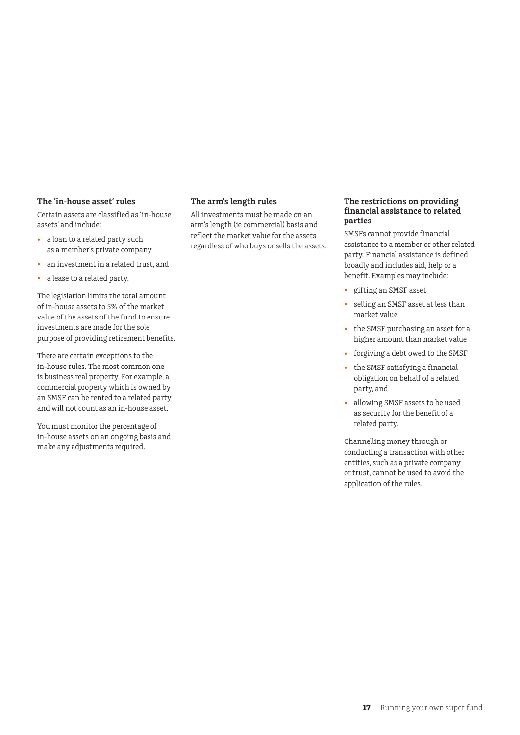### The 'in-house asset' rules

Certain assets are classified as 'in-house assets' and include:

- a loan to a related party such as a member's private company
- an investment in a related trust, and
- a lease to a related party.

The legislation limits the total amount of in-house assets to 5% of the market value of the assets of the fund to ensure investments are made for the sole purpose of providing retirement benefits.

There are certain exceptions to the in-house rules. The most common one is business real property. For example, a commercial property which is owned by an SMSF can be rented to a related party and will not count as an in-house asset.

You must monitor the percentage of in-house assets on an ongoing basis and make any adjustments required.

### The arm's length rules

All investments must be made on an arm's length (ie commercial) basis and reflect the market value for the assets regardless of who buys or sells the assets.

### The restrictions on providing financial assistance to related parties

SMSFs cannot provide financial assistance to a member or other related party. Financial assistance is defined broadly and includes aid, help or a benefit. Examples may include:

- gifting an SMSF asset
- selling an SMSF asset at less than market value
- the SMSF purchasing an asset for a higher amount than market value
- forgiving a debt owed to the SMSF
- the SMSF satisfying a financial obligation on behalf of a related party, and
- allowing SMSF assets to be used as security for the benefit of a related party.

Channelling money through or conducting a transaction with other entities, such as a private company or trust, cannot be used to avoid the application of the rules.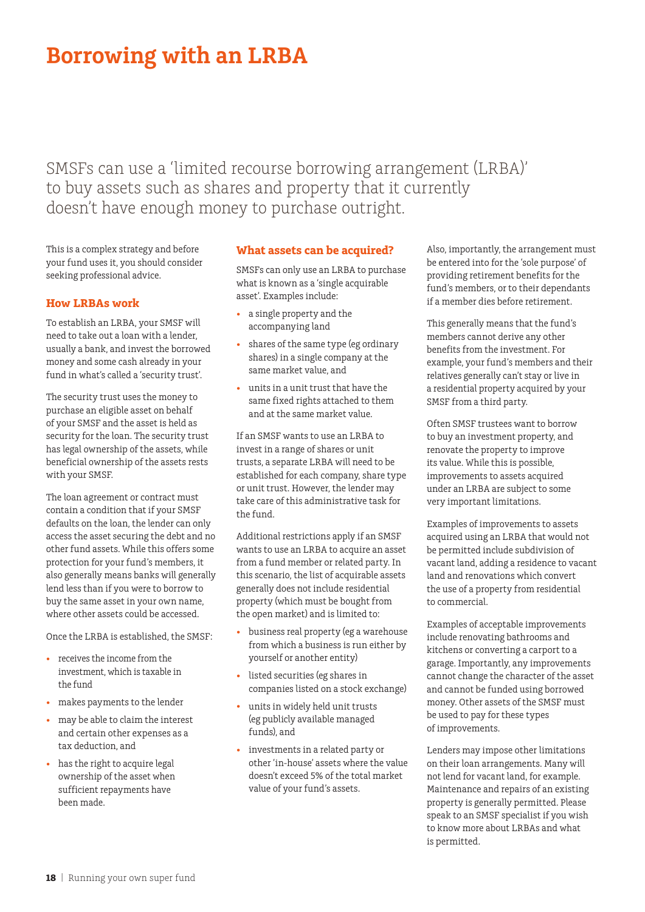# Borrowing with an LRBA

SMSFs can use a 'limited recourse borrowing arrangement (LRBA)' to buy assets such as shares and property that it currently doesn't have enough money to purchase outright.

This is a complex strategy and before your fund uses it, you should consider seeking professional advice.

## How LRBAs work

To establish an LRBA, your SMSF will need to take out a loan with a lender, usually a bank, and invest the borrowed money and some cash already in your fund in what's called a 'security trust'.

The security trust uses the money to purchase an eligible asset on behalf of your SMSF and the asset is held as security for the loan. The security trust has legal ownership of the assets, while beneficial ownership of the assets rests with your SMSF.

The loan agreement or contract must contain a condition that if your SMSF defaults on the loan, the lender can only access the asset securing the debt and no other fund assets. While this offers some protection for your fund's members, it also generally means banks will generally lend less than if you were to borrow to buy the same asset in your own name, where other assets could be accessed.

Once the LRBA is established, the SMSF:

- receives the income from the investment, which is taxable in the fund
- makes payments to the lender
- may be able to claim the interest and certain other expenses as a tax deduction, and
- has the right to acquire legal ownership of the asset when sufficient repayments have been made.

## What assets can be acquired?

SMSFs can only use an LRBA to purchase what is known as a 'single acquirable asset'. Examples include:

- a single property and the accompanying land
- shares of the same type (eg ordinary shares) in a single company at the same market value, and
- units in a unit trust that have the same fixed rights attached to them and at the same market value.

If an SMSF wants to use an LRBA to invest in a range of shares or unit trusts, a separate LRBA will need to be established for each company, share type or unit trust. However, the lender may take care of this administrative task for the fund.

Additional restrictions apply if an SMSF wants to use an LRBA to acquire an asset from a fund member or related party. In this scenario, the list of acquirable assets generally does not include residential property (which must be bought from the open market) and is limited to:

- business real property (eg a warehouse from which a business is run either by yourself or another entity)
- listed securities (eg shares in companies listed on a stock exchange)
- units in widely held unit trusts (eg publicly available managed funds), and
- investments in a related party or other 'in-house' assets where the value doesn't exceed 5% of the total market value of your fund's assets.

Also, importantly, the arrangement must be entered into for the 'sole purpose' of providing retirement benefits for the fund's members, or to their dependants if a member dies before retirement.

This generally means that the fund's members cannot derive any other benefits from the investment. For example, your fund's members and their relatives generally can't stay or live in a residential property acquired by your SMSF from a third party.

Often SMSF trustees want to borrow to buy an investment property, and renovate the property to improve its value. While this is possible, improvements to assets acquired under an LRBA are subject to some very important limitations.

Examples of improvements to assets acquired using an LRBA that would not be permitted include subdivision of vacant land, adding a residence to vacant land and renovations which convert the use of a property from residential to commercial.

Examples of acceptable improvements include renovating bathrooms and kitchens or converting a carport to a garage. Importantly, any improvements cannot change the character of the asset and cannot be funded using borrowed money. Other assets of the SMSF must be used to pay for these types of improvements.

Lenders may impose other limitations on their loan arrangements. Many will not lend for vacant land, for example. Maintenance and repairs of an existing property is generally permitted. Please speak to an SMSF specialist if you wish to know more about LRBAs and what is permitted.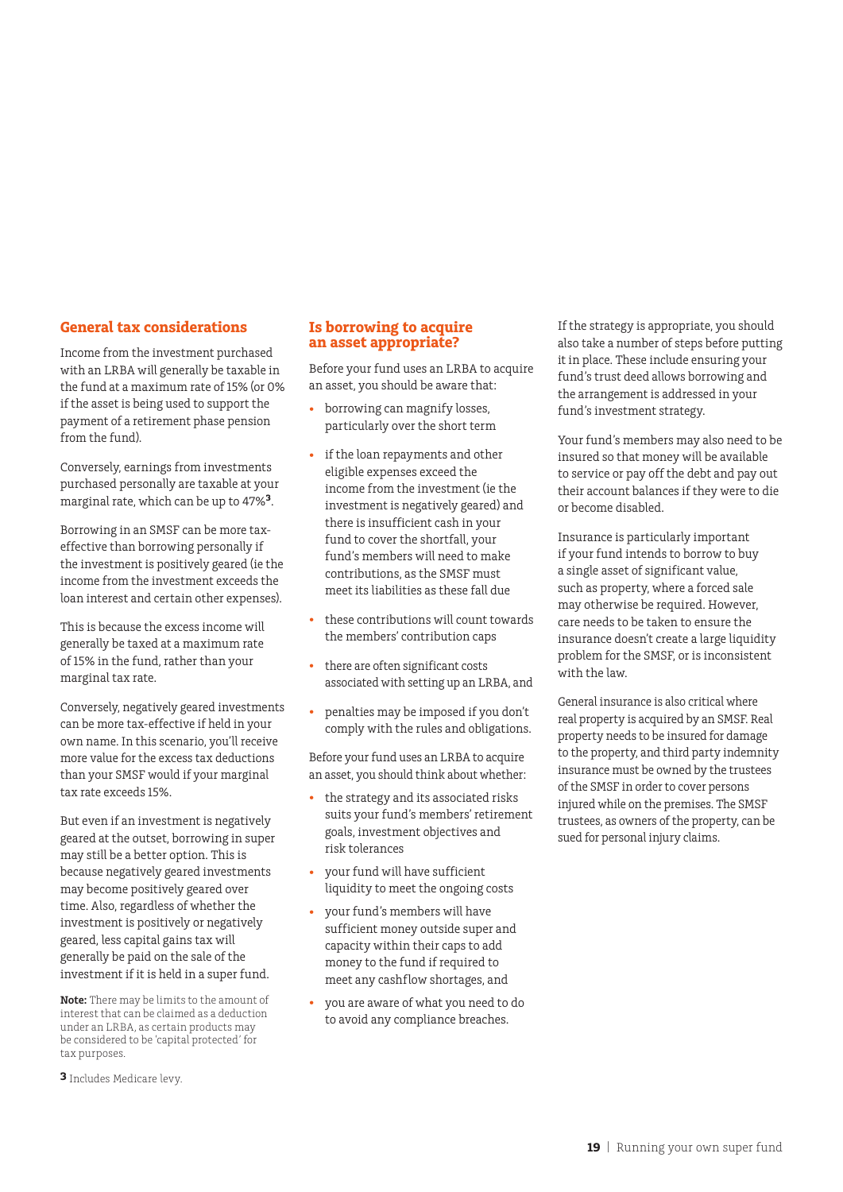## General tax considerations

Income from the investment purchased with an LRBA will generally be taxable in the fund at a maximum rate of 15% (or 0% if the asset is being used to support the payment of a retirement phase pension from the fund).

Conversely, earnings from investments purchased personally are taxable at your marginal rate, which can be up to 47%[3].

Borrowing in an SMSF can be more tax-effective than borrowing personally if the investment is positively geared (ie the income from the investment exceeds the loan interest and certain other expenses).

This is because the excess income will generally be taxed at a maximum rate of 15% in the fund, rather than your marginal tax rate.

Conversely, negatively geared investments can be more tax-effective if held in your own name. In this scenario, you'll receive more value for the excess tax deductions than your SMSF would if your marginal tax rate exceeds 15%.

But even if an investment is negatively geared at the outset, borrowing in super may still be a better option. This is because negatively geared investments may become positively geared over time. Also, regardless of whether the investment is positively or negatively geared, less capital gains tax will generally be paid on the sale of the investment if it is held in a super fund.

**Note:** There may be limits to the amount of interest that can be claimed as a deduction under an LRBA, as certain products may be considered to be 'capital protected' for tax purposes.

[3] Includes Medicare levy.

## Is borrowing to acquire an asset appropriate?

Before your fund uses an LRBA to acquire an asset, you should be aware that:

- borrowing can magnify losses, particularly over the short term
- if the loan repayments and other eligible expenses exceed the income from the investment (ie the investment is negatively geared) and there is insufficient cash in your fund to cover the shortfall, your fund's members will need to make contributions, as the SMSF must meet its liabilities as these fall due
- these contributions will count towards the members' contribution caps
- there are often significant costs associated with setting up an LRBA, and
- penalties may be imposed if you don't comply with the rules and obligations.

Before your fund uses an LRBA to acquire an asset, you should think about whether:

- the strategy and its associated risks suits your fund's members' retirement goals, investment objectives and risk tolerances
- your fund will have sufficient liquidity to meet the ongoing costs
- your fund's members will have sufficient money outside super and capacity within their caps to add money to the fund if required to meet any cashflow shortages, and
- you are aware of what you need to do to avoid any compliance breaches.

If the strategy is appropriate, you should also take a number of steps before putting it in place. These include ensuring your fund's trust deed allows borrowing and the arrangement is addressed in your fund's investment strategy.

Your fund's members may also need to be insured so that money will be available to service or pay off the debt and pay out their account balances if they were to die or become disabled.

Insurance is particularly important if your fund intends to borrow to buy a single asset of significant value, such as property, where a forced sale may otherwise be required. However, care needs to be taken to ensure the insurance doesn't create a large liquidity problem for the SMSF, or is inconsistent with the law.

General insurance is also critical where real property is acquired by an SMSF. Real property needs to be insured for damage to the property, and third party indemnity insurance must be owned by the trustees of the SMSF in order to cover persons injured while on the premises. The SMSF trustees, as owners of the property, can be sued for personal injury claims.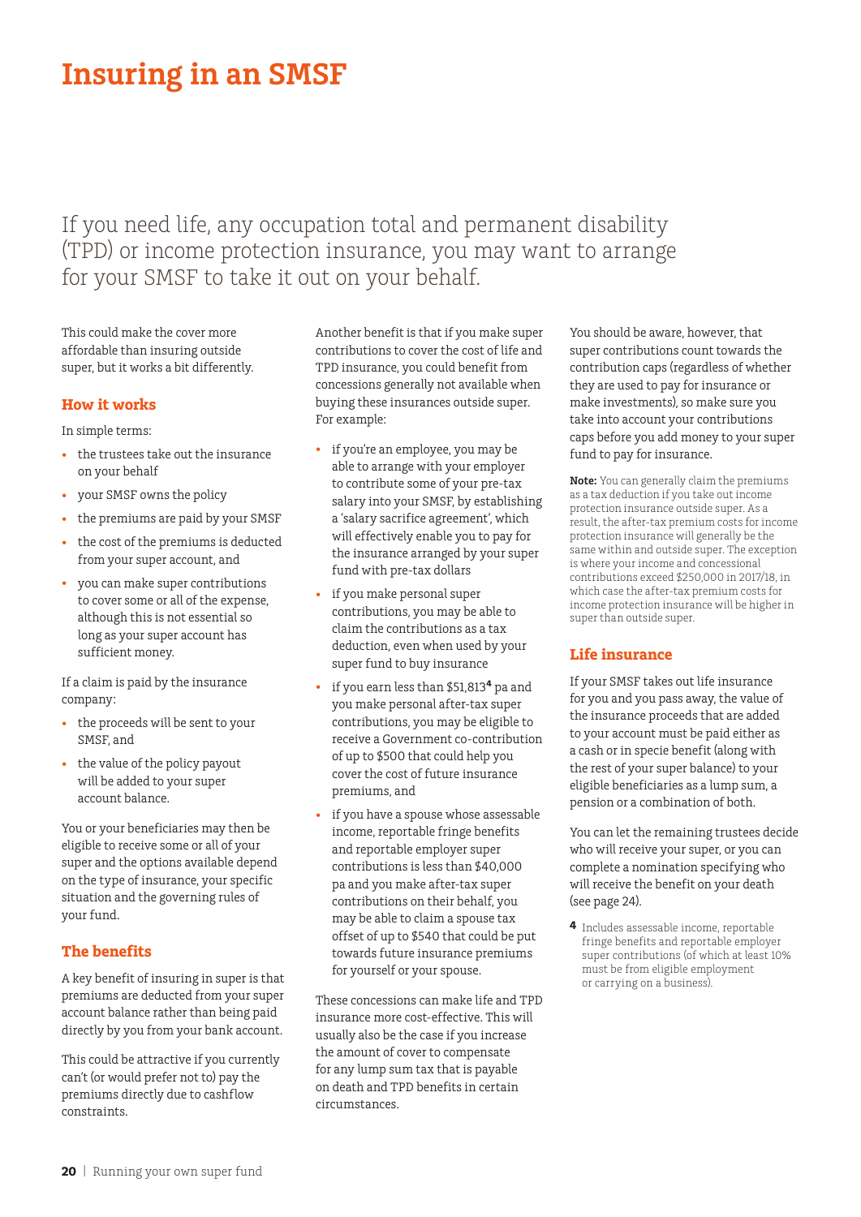# Insuring in an SMSF

If you need life, any occupation total and permanent disability (TPD) or income protection insurance, you may want to arrange for your SMSF to take it out on your behalf.

This could make the cover more affordable than insuring outside super, but it works a bit differently.

## How it works

In simple terms:

- the trustees take out the insurance on your behalf
- your SMSF owns the policy
- the premiums are paid by your SMSF
- the cost of the premiums is deducted from your super account, and
- you can make super contributions to cover some or all of the expense, although this is not essential so long as your super account has sufficient money.

If a claim is paid by the insurance company:

- the proceeds will be sent to your SMSF, and
- the value of the policy payout will be added to your super account balance.

You or your beneficiaries may then be eligible to receive some or all of your super and the options available depend on the type of insurance, your specific situation and the governing rules of your fund.

## The benefits

A key benefit of insuring in super is that premiums are deducted from your super account balance rather than being paid directly by you from your bank account.

This could be attractive if you currently can't (or would prefer not to) pay the premiums directly due to cashflow constraints.

Another benefit is that if you make super contributions to cover the cost of life and TPD insurance, you could benefit from concessions generally not available when buying these insurances outside super. For example:

- if you're an employee, you may be able to arrange with your employer to contribute some of your pre-tax salary into your SMSF, by establishing a 'salary sacrifice agreement', which will effectively enable you to pay for the insurance arranged by your super fund with pre-tax dollars
- if you make personal super contributions, you may be able to claim the contributions as a tax deduction, even when used by your super fund to buy insurance
- if you earn less than $51,813[4] pa and you make personal after-tax super contributions, you may be eligible to receive a Government co-contribution of up to $500 that could help you cover the cost of future insurance premiums, and
- if you have a spouse whose assessable income, reportable fringe benefits and reportable employer super contributions is less than $40,000 pa and you make after-tax super contributions on their behalf, you may be able to claim a spouse tax offset of up to $540 that could be put towards future insurance premiums for yourself or your spouse.

These concessions can make life and TPD insurance more cost-effective. This will usually also be the case if you increase the amount of cover to compensate for any lump sum tax that is payable on death and TPD benefits in certain circumstances.

You should be aware, however, that super contributions count towards the contribution caps (regardless of whether they are used to pay for insurance or make investments), so make sure you take into account your contributions caps before you add money to your super fund to pay for insurance.

**Note:** You can generally claim the premiums as a tax deduction if you take out income protection insurance outside super. As a result, the after-tax premium costs for income protection insurance will generally be the same within and outside super. The exception is where your income and concessional contributions exceed $250,000 in 2017/18, in which case the after-tax premium costs for income protection insurance will be higher in super than outside super.

## Life insurance

If your SMSF takes out life insurance for you and you pass away, the value of the insurance proceeds that are added to your account must be paid either as a cash or in specie benefit (along with the rest of your super balance) to your eligible beneficiaries as a lump sum, a pension or a combination of both.

You can let the remaining trustees decide who will receive your super, or you can complete a nomination specifying who will receive the benefit on your death (see page 24).

[4] Includes assessable income, reportable fringe benefits and reportable employer super contributions (of which at least 10% must be from eligible employment or carrying on a business).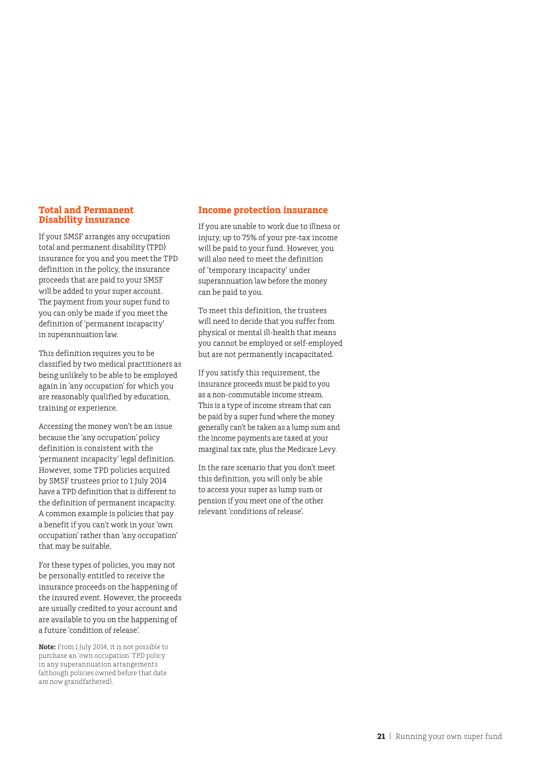## Total and Permanent Disability insurance

If your SMSF arranges any occupation total and permanent disability (TPD) insurance for you and you meet the TPD definition in the policy, the insurance proceeds that are paid to your SMSF will be added to your super account. The payment from your super fund to you can only be made if you meet the definition of 'permanent incapacity' in superannuation law.

This definition requires you to be classified by two medical practitioners as being unlikely to be able to be employed again in 'any occupation' for which you are reasonably qualified by education, training or experience.

Accessing the money won't be an issue because the 'any occupation' policy definition is consistent with the 'permanent incapacity' legal definition. However, some TPD policies acquired by SMSF trustees prior to 1 July 2014 have a TPD definition that is different to the definition of permanent incapacity. A common example is policies that pay a benefit if you can't work in your 'own occupation' rather than 'any occupation' that may be suitable.

For these types of policies, you may not be personally entitled to receive the insurance proceeds on the happening of the insured event. However, the proceeds are usually credited to your account and are available to you on the happening of a future 'condition of release'.

**Note:** From 1 July 2014, it is not possible to purchase an 'own occupation' TPD policy in any superannuation arrangements (although policies owned before that date are now grandfathered).

## Income protection insurance

If you are unable to work due to illness or injury, up to 75% of your pre-tax income will be paid to your fund. However, you will also need to meet the definition of 'temporary incapacity' under superannuation law before the money can be paid to you.

To meet this definition, the trustees will need to decide that you suffer from physical or mental ill-health that means you cannot be employed or self-employed but are not permanently incapacitated.

If you satisfy this requirement, the insurance proceeds must be paid to you as a non-commutable income stream. This is a type of income stream that can be paid by a super fund where the money generally can't be taken as a lump sum and the income payments are taxed at your marginal tax rate, plus the Medicare Levy.

In the rare scenario that you don't meet this definition, you will only be able to access your super as lump sum or pension if you meet one of the other relevant 'conditions of release'.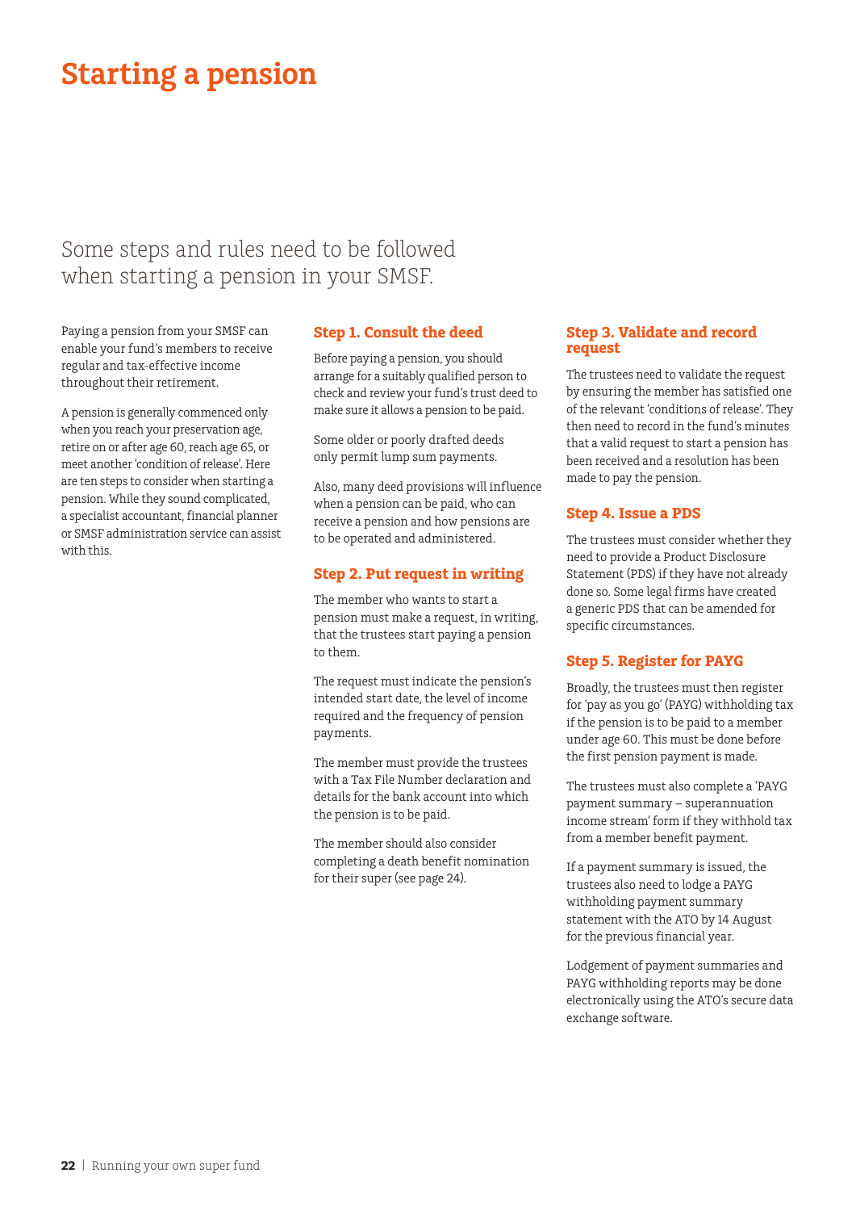# Starting a pension

Some steps and rules need to be followed when starting a pension in your SMSF.

Paying a pension from your SMSF can enable your fund's members to receive regular and tax-effective income throughout their retirement.

A pension is generally commenced only when you reach your preservation age, retire on or after age 60, reach age 65, or meet another 'condition of release'. Here are ten steps to consider when starting a pension. While they sound complicated, a specialist accountant, financial planner or SMSF administration service can assist with this.

## Step 1. Consult the deed

Before paying a pension, you should arrange for a suitably qualified person to check and review your fund's trust deed to make sure it allows a pension to be paid.

Some older or poorly drafted deeds only permit lump sum payments.

Also, many deed provisions will influence when a pension can be paid, who can receive a pension and how pensions are to be operated and administered.

## Step 2. Put request in writing

The member who wants to start a pension must make a request, in writing, that the trustees start paying a pension to them.

The request must indicate the pension's intended start date, the level of income required and the frequency of pension payments.

The member must provide the trustees with a Tax File Number declaration and details for the bank account into which the pension is to be paid.

The member should also consider completing a death benefit nomination for their super (see page 24).

## Step 3. Validate and record request

The trustees need to validate the request by ensuring the member has satisfied one of the relevant 'conditions of release'. They then need to record in the fund's minutes that a valid request to start a pension has been received and a resolution has been made to pay the pension.

## Step 4. Issue a PDS

The trustees must consider whether they need to provide a Product Disclosure Statement (PDS) if they have not already done so. Some legal firms have created a generic PDS that can be amended for specific circumstances.

## Step 5. Register for PAYG

Broadly, the trustees must then register for 'pay as you go' (PAYG) withholding tax if the pension is to be paid to a member under age 60. This must be done before the first pension payment is made.

The trustees must also complete a 'PAYG payment summary – superannuation income stream' form if they withhold tax from a member benefit payment.

If a payment summary is issued, the trustees also need to lodge a PAYG withholding payment summary statement with the ATO by 14 August for the previous financial year.

Lodgement of payment summaries and PAYG withholding reports may be done electronically using the ATO's secure data exchange software.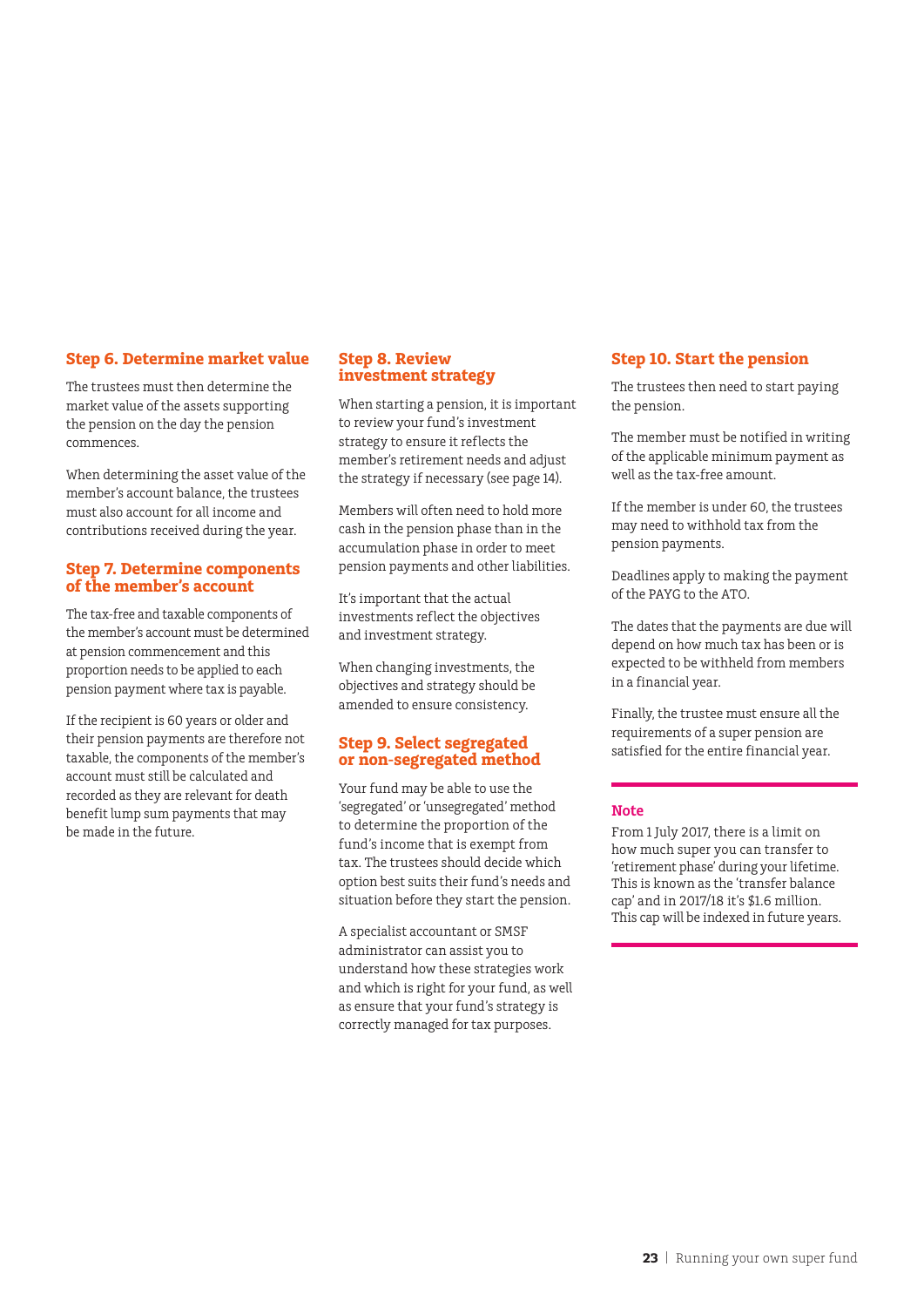### Step 6. Determine market value

The trustees must then determine the market value of the assets supporting the pension on the day the pension commences.

When determining the asset value of the member's account balance, the trustees must also account for all income and contributions received during the year.

### Step 7. Determine components of the member's account

The tax-free and taxable components of the member's account must be determined at pension commencement and this proportion needs to be applied to each pension payment where tax is payable.

If the recipient is 60 years or older and their pension payments are therefore not taxable, the components of the member's account must still be calculated and recorded as they are relevant for death benefit lump sum payments that may be made in the future.

### Step 8. Review investment strategy

When starting a pension, it is important to review your fund's investment strategy to ensure it reflects the member's retirement needs and adjust the strategy if necessary (see page 14).

Members will often need to hold more cash in the pension phase than in the accumulation phase in order to meet pension payments and other liabilities.

It's important that the actual investments reflect the objectives and investment strategy.

When changing investments, the objectives and strategy should be amended to ensure consistency.

### Step 9. Select segregated or non-segregated method

Your fund may be able to use the 'segregated' or 'unsegregated' method to determine the proportion of the fund's income that is exempt from tax. The trustees should decide which option best suits their fund's needs and situation before they start the pension.

A specialist accountant or SMSF administrator can assist you to understand how these strategies work and which is right for your fund, as well as ensure that your fund's strategy is correctly managed for tax purposes.

### Step 10. Start the pension

The trustees then need to start paying the pension.

The member must be notified in writing of the applicable minimum payment as well as the tax-free amount.

If the member is under 60, the trustees may need to withhold tax from the pension payments.

Deadlines apply to making the payment of the PAYG to the ATO.

The dates that the payments are due will depend on how much tax has been or is expected to be withheld from members in a financial year.

Finally, the trustee must ensure all the requirements of a super pension are satisfied for the entire financial year.

---

**Note**

From 1 July 2017, there is a limit on how much super you can transfer to 'retirement phase' during your lifetime. This is known as the 'transfer balance cap' and in 2017/18 it's $1.6 million. This cap will be indexed in future years.

---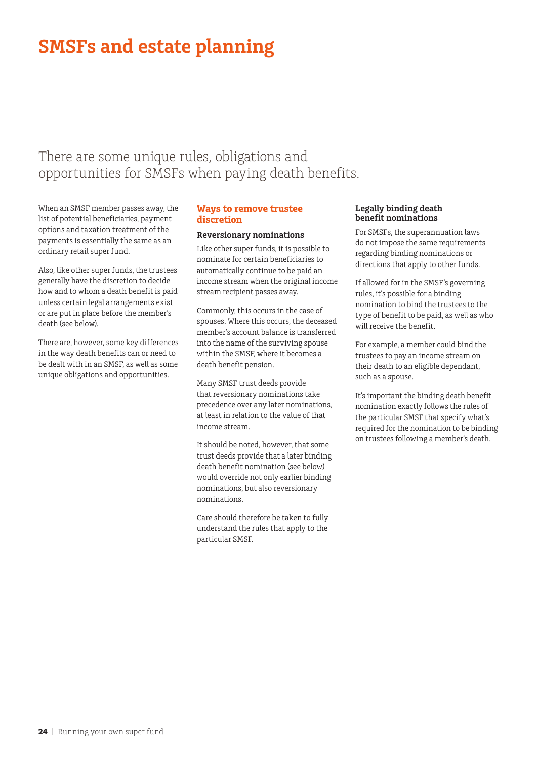# SMSFs and estate planning

There are some unique rules, obligations and opportunities for SMSFs when paying death benefits.

When an SMSF member passes away, the list of potential beneficiaries, payment options and taxation treatment of the payments is essentially the same as an ordinary retail super fund.

Also, like other super funds, the trustees generally have the discretion to decide how and to whom a death benefit is paid unless certain legal arrangements exist or are put in place before the member's death (see below).

There are, however, some key differences in the way death benefits can or need to be dealt with in an SMSF, as well as some unique obligations and opportunities.

## Ways to remove trustee discretion

### Reversionary nominations

Like other super funds, it is possible to nominate for certain beneficiaries to automatically continue to be paid an income stream when the original income stream recipient passes away.

Commonly, this occurs in the case of spouses. Where this occurs, the deceased member's account balance is transferred into the name of the surviving spouse within the SMSF, where it becomes a death benefit pension.

Many SMSF trust deeds provide that reversionary nominations take precedence over any later nominations, at least in relation to the value of that income stream.

It should be noted, however, that some trust deeds provide that a later binding death benefit nomination (see below) would override not only earlier binding nominations, but also reversionary nominations.

Care should therefore be taken to fully understand the rules that apply to the particular SMSF.

### Legally binding death benefit nominations

For SMSFs, the superannuation laws do not impose the same requirements regarding binding nominations or directions that apply to other funds.

If allowed for in the SMSF's governing rules, it's possible for a binding nomination to bind the trustees to the type of benefit to be paid, as well as who will receive the benefit.

For example, a member could bind the trustees to pay an income stream on their death to an eligible dependant, such as a spouse.

It's important the binding death benefit nomination exactly follows the rules of the particular SMSF that specify what's required for the nomination to be binding on trustees following a member's death.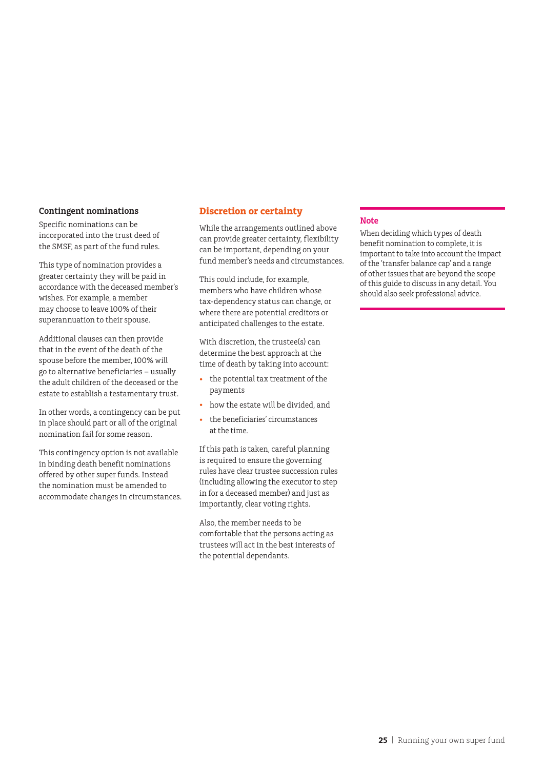### Contingent nominations

Specific nominations can be incorporated into the trust deed of the SMSF, as part of the fund rules.

This type of nomination provides a greater certainty they will be paid in accordance with the deceased member's wishes. For example, a member may choose to leave 100% of their superannuation to their spouse.

Additional clauses can then provide that in the event of the death of the spouse before the member, 100% will go to alternative beneficiaries – usually the adult children of the deceased or the estate to establish a testamentary trust.

In other words, a contingency can be put in place should part or all of the original nomination fail for some reason.

This contingency option is not available in binding death benefit nominations offered by other super funds. Instead the nomination must be amended to accommodate changes in circumstances.

## Discretion or certainty

While the arrangements outlined above can provide greater certainty, flexibility can be important, depending on your fund member's needs and circumstances.

This could include, for example, members who have children whose tax-dependency status can change, or where there are potential creditors or anticipated challenges to the estate.

With discretion, the trustee(s) can determine the best approach at the time of death by taking into account:

- the potential tax treatment of the payments
- how the estate will be divided, and
- the beneficiaries' circumstances at the time.

If this path is taken, careful planning is required to ensure the governing rules have clear trustee succession rules (including allowing the executor to step in for a deceased member) and just as importantly, clear voting rights.

Also, the member needs to be comfortable that the persons acting as trustees will act in the best interests of the potential dependants.

**Note**

When deciding which types of death benefit nomination to complete, it is important to take into account the impact of the 'transfer balance cap' and a range of other issues that are beyond the scope of this guide to discuss in any detail. You should also seek professional advice.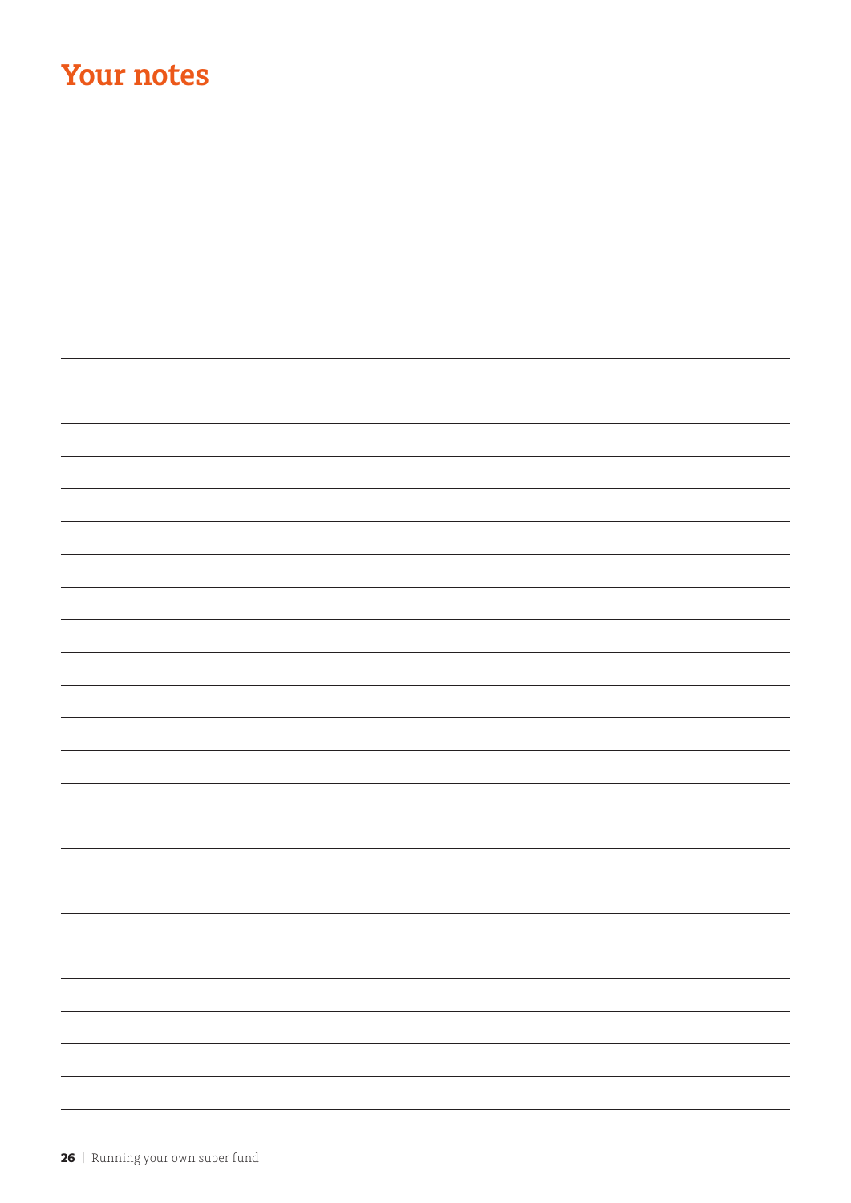# Your notes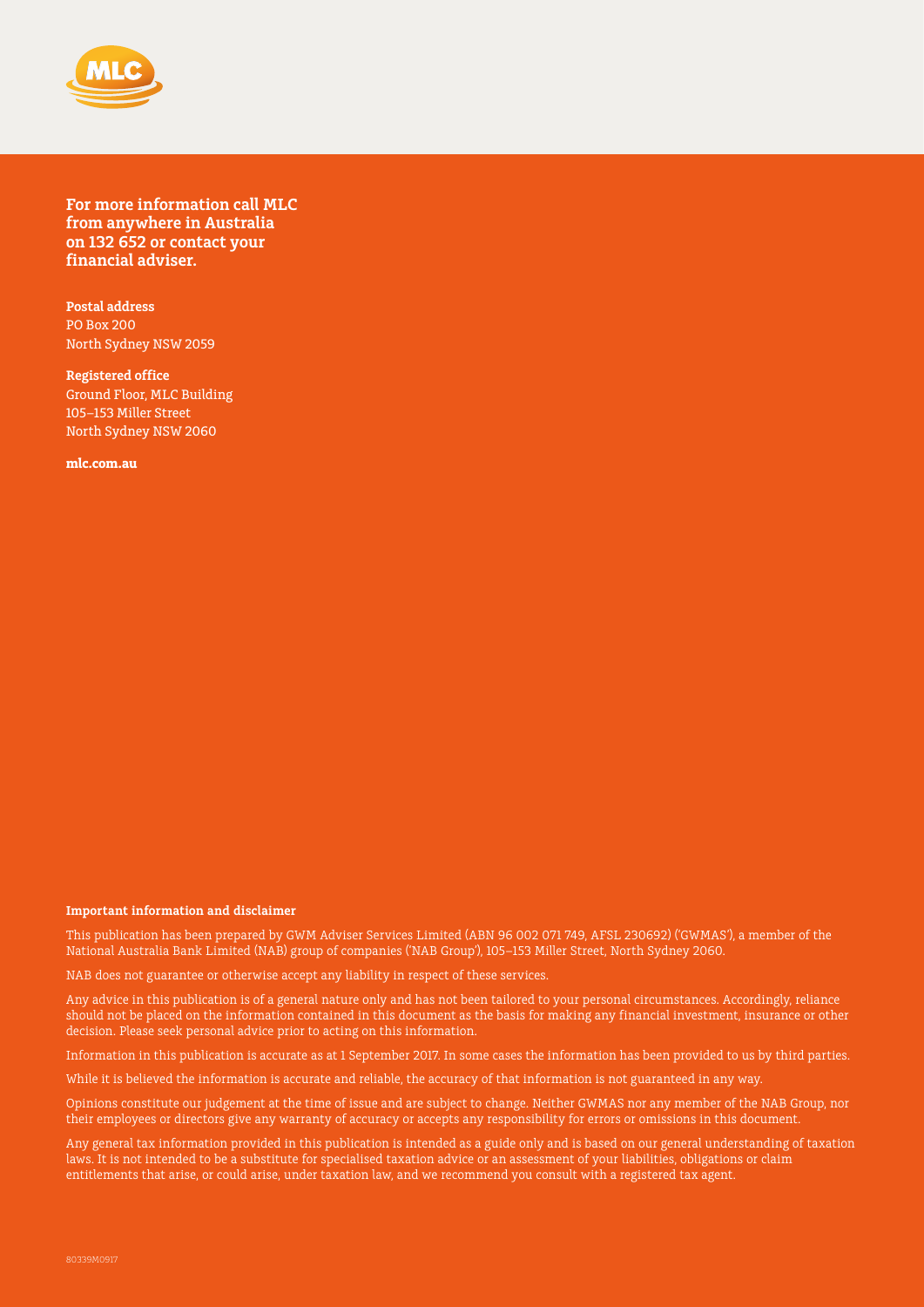**For more information call MLC from anywhere in Australia on 132 652 or contact your financial adviser.**

**Postal address**
PO Box 200
North Sydney NSW 2059

**Registered office**
Ground Floor, MLC Building
105–153 Miller Street
North Sydney NSW 2060

**mlc.com.au**

**Important information and disclaimer**

This publication has been prepared by GWM Adviser Services Limited (ABN 96 002 071 749, AFSL 230692) ('GWMAS'), a member of the National Australia Bank Limited (NAB) group of companies ('NAB Group'), 105–153 Miller Street, North Sydney 2060.

NAB does not guarantee or otherwise accept any liability in respect of these services.

Any advice in this publication is of a general nature only and has not been tailored to your personal circumstances. Accordingly, reliance should not be placed on the information contained in this document as the basis for making any financial investment, insurance or other decision. Please seek personal advice prior to acting on this information.

Information in this publication is accurate as at 1 September 2017. In some cases the information has been provided to us by third parties.

While it is believed the information is accurate and reliable, the accuracy of that information is not guaranteed in any way.

Opinions constitute our judgement at the time of issue and are subject to change. Neither GWMAS nor any member of the NAB Group, nor their employees or directors give any warranty of accuracy or accepts any responsibility for errors or omissions in this document.

Any general tax information provided in this publication is intended as a guide only and is based on our general understanding of taxation laws. It is not intended to be a substitute for specialised taxation advice or an assessment of your liabilities, obligations or claim entitlements that arise, or could arise, under taxation law, and we recommend you consult with a registered tax agent.

80339M0917